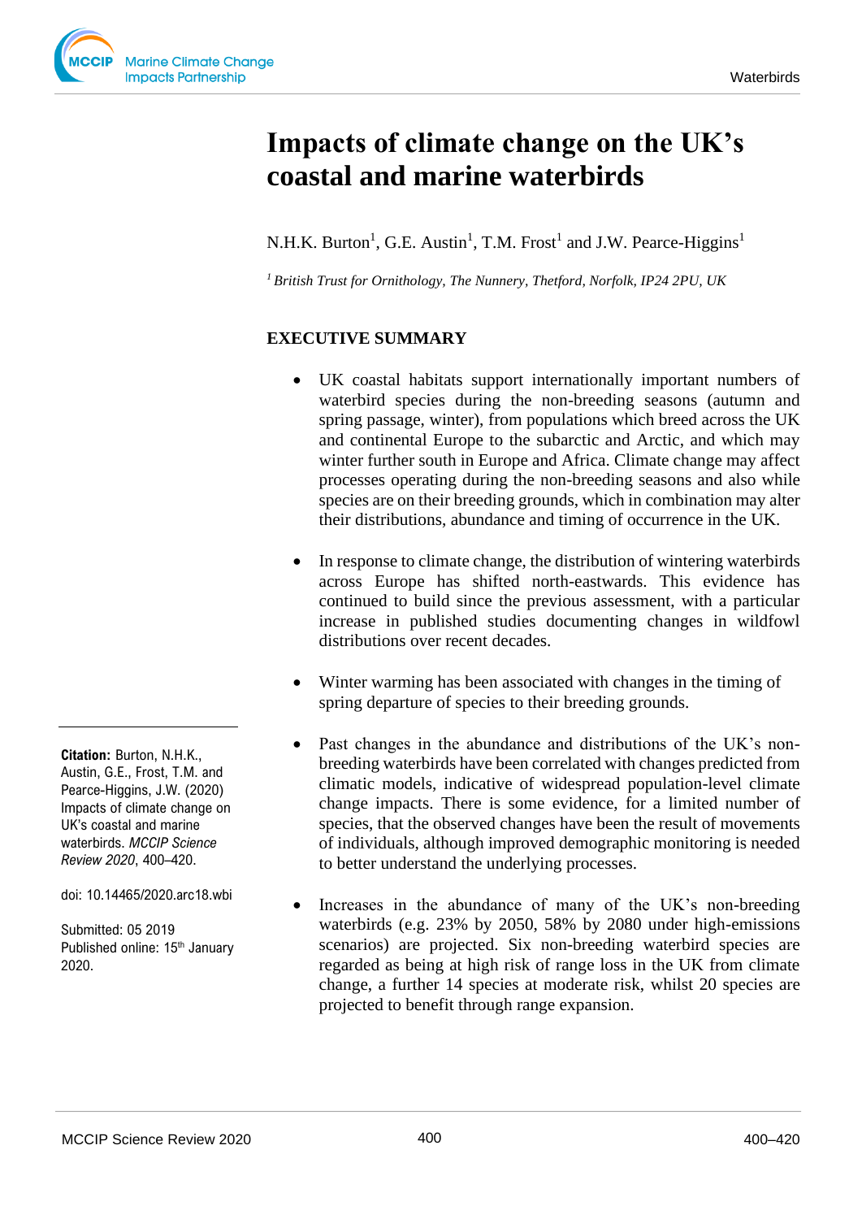# Impacts of climate change on the UK's coastal and marine waterbirds

N.H.K. Burton[1], G.E. Austin[1], T.M. Frost[1] and J.W. Pearce-Higgins[1]

*[1] British Trust for Ornithology, The Nunnery, Thetford, Norfolk, IP24 2PU, UK*

## EXECUTIVE SUMMARY

- UK coastal habitats support internationally important numbers of waterbird species during the non-breeding seasons (autumn and spring passage, winter), from populations which breed across the UK and continental Europe to the subarctic and Arctic, and which may winter further south in Europe and Africa. Climate change may affect processes operating during the non-breeding seasons and also while species are on their breeding grounds, which in combination may alter their distributions, abundance and timing of occurrence in the UK.

- In response to climate change, the distribution of wintering waterbirds across Europe has shifted north-eastwards. This evidence has continued to build since the previous assessment, with a particular increase in published studies documenting changes in wildfowl distributions over recent decades.

- Winter warming has been associated with changes in the timing of spring departure of species to their breeding grounds.

- Past changes in the abundance and distributions of the UK's non-breeding waterbirds have been correlated with changes predicted from climatic models, indicative of widespread population-level climate change impacts. There is some evidence, for a limited number of species, that the observed changes have been the result of movements of individuals, although improved demographic monitoring is needed to better understand the underlying processes.

- Increases in the abundance of many of the UK's non-breeding waterbirds (e.g. 23% by 2050, 58% by 2080 under high-emissions scenarios) are projected. Six non-breeding waterbird species are regarded as being at high risk of range loss in the UK from climate change, a further 14 species at moderate risk, whilst 20 species are projected to benefit through range expansion.

**Citation:** Burton, N.H.K., Austin, G.E., Frost, T.M. and Pearce-Higgins, J.W. (2020) Impacts of climate change on UK's coastal and marine waterbirds. *MCCIP Science Review 2020*, 400–420.

doi: 10.14465/2020.arc18.wbi

Submitted: 05 2019
Published online: 15th January 2020.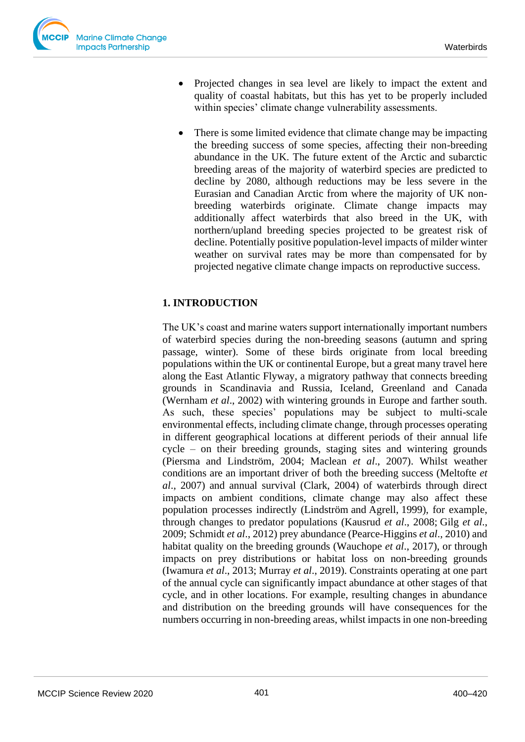- Projected changes in sea level are likely to impact the extent and quality of coastal habitats, but this has yet to be properly included within species' climate change vulnerability assessments.

- There is some limited evidence that climate change may be impacting the breeding success of some species, affecting their non-breeding abundance in the UK. The future extent of the Arctic and subarctic breeding areas of the majority of waterbird species are predicted to decline by 2080, although reductions may be less severe in the Eurasian and Canadian Arctic from where the majority of UK non-breeding waterbirds originate. Climate change impacts may additionally affect waterbirds that also breed in the UK, with northern/upland breeding species projected to be greatest risk of decline. Potentially positive population-level impacts of milder winter weather on survival rates may be more than compensated for by projected negative climate change impacts on reproductive success.

## 1. INTRODUCTION

The UK's coast and marine waters support internationally important numbers of waterbird species during the non-breeding seasons (autumn and spring passage, winter). Some of these birds originate from local breeding populations within the UK or continental Europe, but a great many travel here along the East Atlantic Flyway, a migratory pathway that connects breeding grounds in Scandinavia and Russia, Iceland, Greenland and Canada (Wernham *et al*., 2002) with wintering grounds in Europe and farther south. As such, these species' populations may be subject to multi-scale environmental effects, including climate change, through processes operating in different geographical locations at different periods of their annual life cycle – on their breeding grounds, staging sites and wintering grounds (Piersma and Lindström, 2004; Maclean *et al*., 2007). Whilst weather conditions are an important driver of both the breeding success (Meltofte *et al*., 2007) and annual survival (Clark, 2004) of waterbirds through direct impacts on ambient conditions, climate change may also affect these population processes indirectly (Lindström and Agrell, 1999), for example, through changes to predator populations (Kausrud *et al*., 2008; Gilg *et al*., 2009; Schmidt *et al*., 2012) prey abundance (Pearce-Higgins *et al*., 2010) and habitat quality on the breeding grounds (Wauchope *et al*., 2017), or through impacts on prey distributions or habitat loss on non-breeding grounds (Iwamura *et al*., 2013; Murray *et al*., 2019). Constraints operating at one part of the annual cycle can significantly impact abundance at other stages of that cycle, and in other locations. For example, resulting changes in abundance and distribution on the breeding grounds will have consequences for the numbers occurring in non-breeding areas, whilst impacts in one non-breeding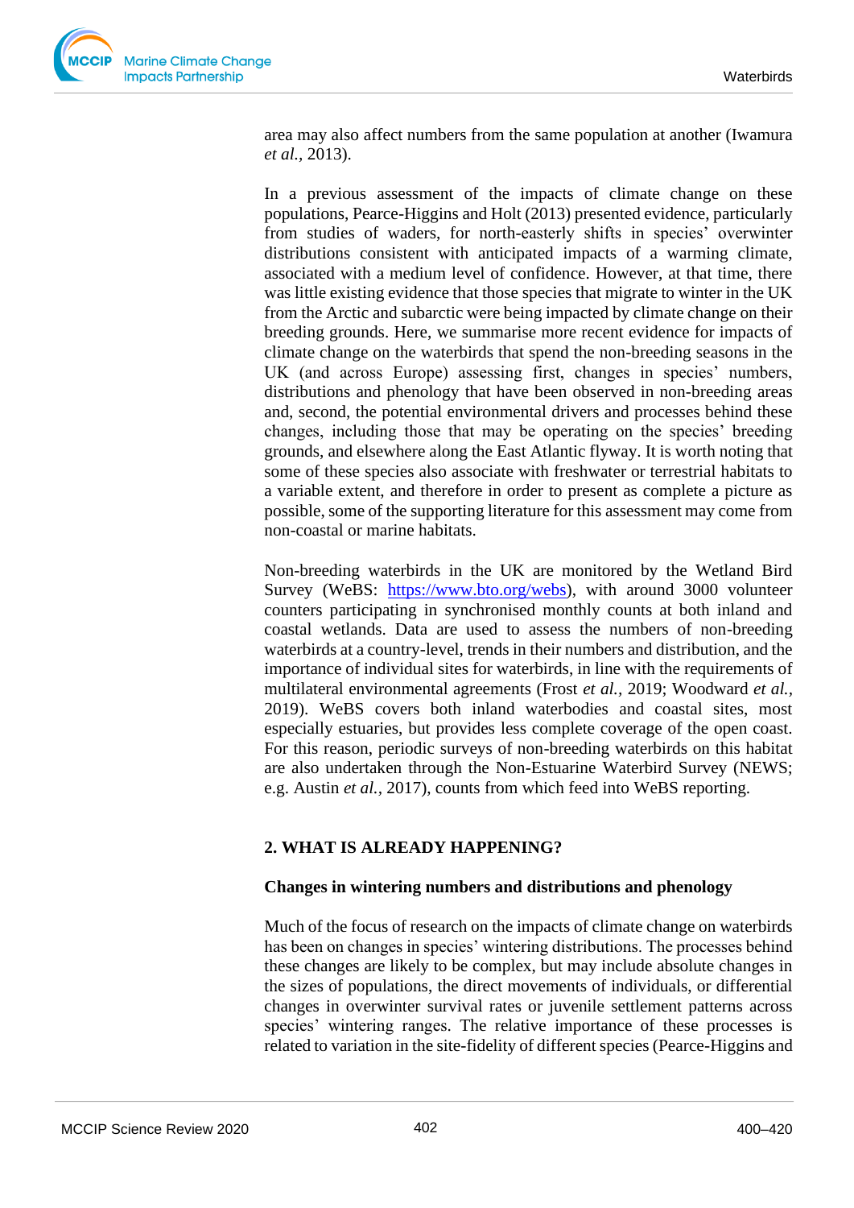area may also affect numbers from the same population at another (Iwamura *et al.*, 2013).

In a previous assessment of the impacts of climate change on these populations, Pearce-Higgins and Holt (2013) presented evidence, particularly from studies of waders, for north-easterly shifts in species' overwinter distributions consistent with anticipated impacts of a warming climate, associated with a medium level of confidence. However, at that time, there was little existing evidence that those species that migrate to winter in the UK from the Arctic and subarctic were being impacted by climate change on their breeding grounds. Here, we summarise more recent evidence for impacts of climate change on the waterbirds that spend the non-breeding seasons in the UK (and across Europe) assessing first, changes in species' numbers, distributions and phenology that have been observed in non-breeding areas and, second, the potential environmental drivers and processes behind these changes, including those that may be operating on the species' breeding grounds, and elsewhere along the East Atlantic flyway. It is worth noting that some of these species also associate with freshwater or terrestrial habitats to a variable extent, and therefore in order to present as complete a picture as possible, some of the supporting literature for this assessment may come from non-coastal or marine habitats.

Non-breeding waterbirds in the UK are monitored by the Wetland Bird Survey (WeBS: https://www.bto.org/webs), with around 3000 volunteer counters participating in synchronised monthly counts at both inland and coastal wetlands. Data are used to assess the numbers of non-breeding waterbirds at a country-level, trends in their numbers and distribution, and the importance of individual sites for waterbirds, in line with the requirements of multilateral environmental agreements (Frost *et al.*, 2019; Woodward *et al.*, 2019). WeBS covers both inland waterbodies and coastal sites, most especially estuaries, but provides less complete coverage of the open coast. For this reason, periodic surveys of non-breeding waterbirds on this habitat are also undertaken through the Non-Estuarine Waterbird Survey (NEWS; e.g. Austin *et al.*, 2017), counts from which feed into WeBS reporting.

## 2. WHAT IS ALREADY HAPPENING?

### Changes in wintering numbers and distributions and phenology

Much of the focus of research on the impacts of climate change on waterbirds has been on changes in species' wintering distributions. The processes behind these changes are likely to be complex, but may include absolute changes in the sizes of populations, the direct movements of individuals, or differential changes in overwinter survival rates or juvenile settlement patterns across species' wintering ranges. The relative importance of these processes is related to variation in the site-fidelity of different species (Pearce-Higgins and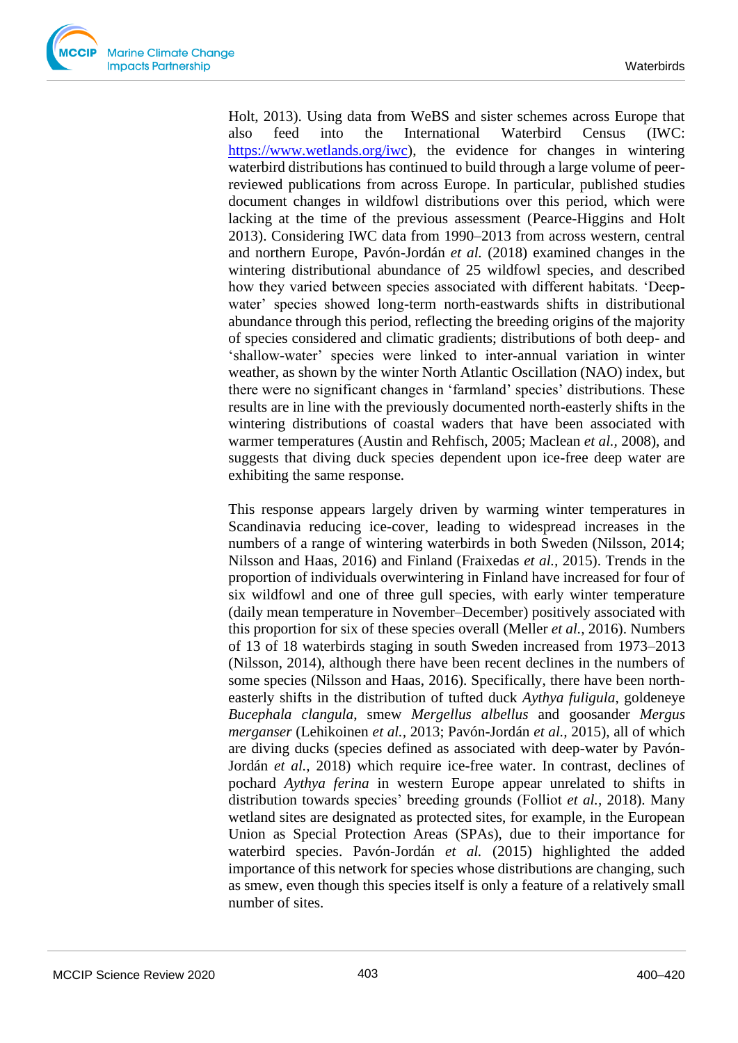Holt, 2013). Using data from WeBS and sister schemes across Europe that also feed into the International Waterbird Census (IWC: https://www.wetlands.org/iwc), the evidence for changes in wintering waterbird distributions has continued to build through a large volume of peer-reviewed publications from across Europe. In particular, published studies document changes in wildfowl distributions over this period, which were lacking at the time of the previous assessment (Pearce-Higgins and Holt 2013). Considering IWC data from 1990–2013 from across western, central and northern Europe, Pavón-Jordán *et al.* (2018) examined changes in the wintering distributional abundance of 25 wildfowl species, and described how they varied between species associated with different habitats. 'Deep-water' species showed long-term north-eastwards shifts in distributional abundance through this period, reflecting the breeding origins of the majority of species considered and climatic gradients; distributions of both deep- and 'shallow-water' species were linked to inter-annual variation in winter weather, as shown by the winter North Atlantic Oscillation (NAO) index, but there were no significant changes in 'farmland' species' distributions. These results are in line with the previously documented north-easterly shifts in the wintering distributions of coastal waders that have been associated with warmer temperatures (Austin and Rehfisch, 2005; Maclean *et al.*, 2008), and suggests that diving duck species dependent upon ice-free deep water are exhibiting the same response.

This response appears largely driven by warming winter temperatures in Scandinavia reducing ice-cover, leading to widespread increases in the numbers of a range of wintering waterbirds in both Sweden (Nilsson, 2014; Nilsson and Haas, 2016) and Finland (Fraixedas *et al.*, 2015). Trends in the proportion of individuals overwintering in Finland have increased for four of six wildfowl and one of three gull species, with early winter temperature (daily mean temperature in November–December) positively associated with this proportion for six of these species overall (Meller *et al.*, 2016). Numbers of 13 of 18 waterbirds staging in south Sweden increased from 1973–2013 (Nilsson, 2014), although there have been recent declines in the numbers of some species (Nilsson and Haas, 2016). Specifically, there have been north-easterly shifts in the distribution of tufted duck *Aythya fuligula*, goldeneye *Bucephala clangula*, smew *Mergellus albellus* and goosander *Mergus merganser* (Lehikoinen *et al.*, 2013; Pavón-Jordán *et al.*, 2015), all of which are diving ducks (species defined as associated with deep-water by Pavón-Jordán *et al.*, 2018) which require ice-free water. In contrast, declines of pochard *Aythya ferina* in western Europe appear unrelated to shifts in distribution towards species' breeding grounds (Folliot *et al.*, 2018). Many wetland sites are designated as protected sites, for example, in the European Union as Special Protection Areas (SPAs), due to their importance for waterbird species. Pavón-Jordán *et al.* (2015) highlighted the added importance of this network for species whose distributions are changing, such as smew, even though this species itself is only a feature of a relatively small number of sites.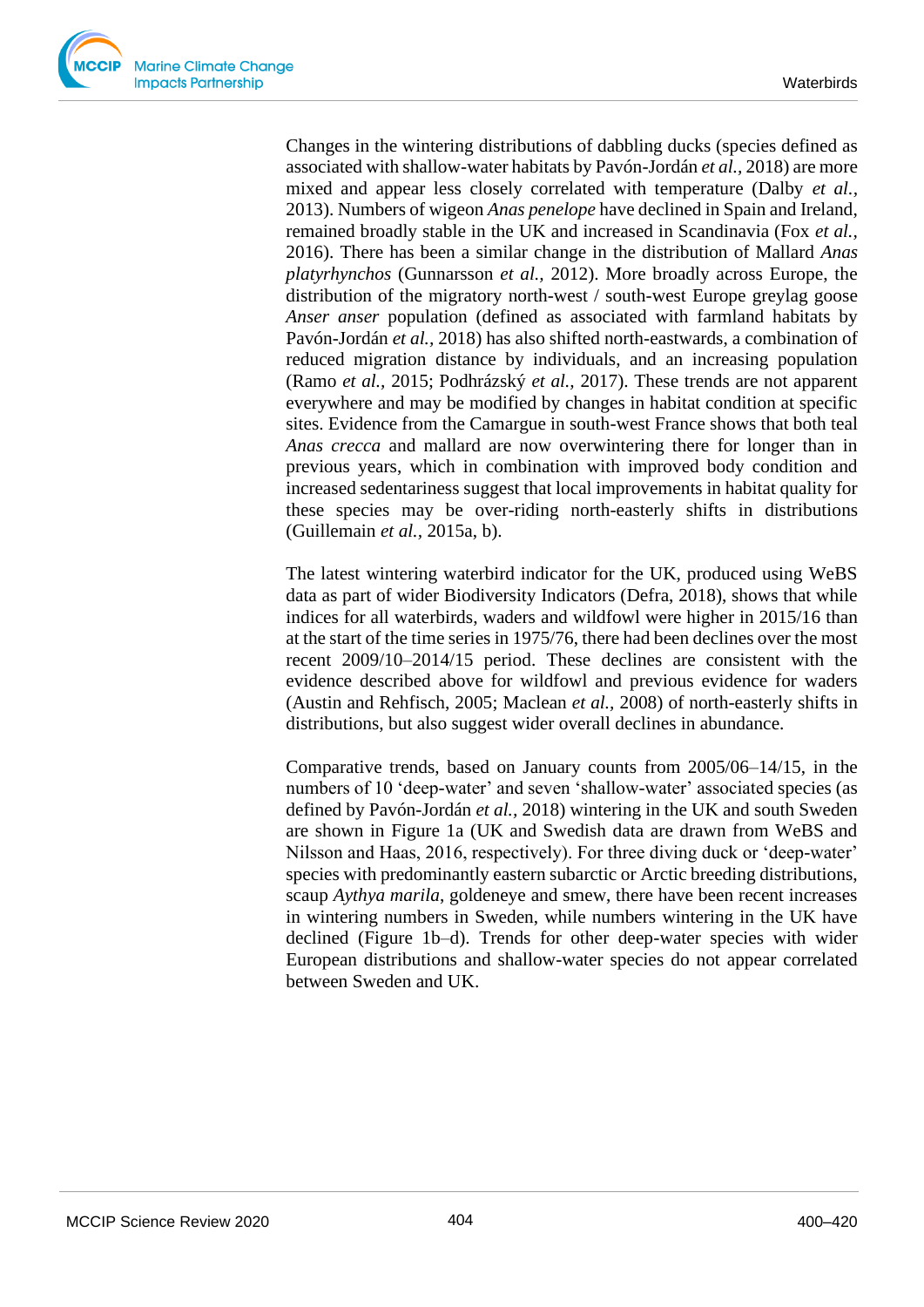Changes in the wintering distributions of dabbling ducks (species defined as associated with shallow-water habitats by Pavón-Jordán *et al.*, 2018) are more mixed and appear less closely correlated with temperature (Dalby *et al.*, 2013). Numbers of wigeon *Anas penelope* have declined in Spain and Ireland, remained broadly stable in the UK and increased in Scandinavia (Fox *et al.*, 2016). There has been a similar change in the distribution of Mallard *Anas platyrhynchos* (Gunnarsson *et al.*, 2012). More broadly across Europe, the distribution of the migratory north-west / south-west Europe greylag goose *Anser anser* population (defined as associated with farmland habitats by Pavón-Jordán *et al.*, 2018) has also shifted north-eastwards, a combination of reduced migration distance by individuals, and an increasing population (Ramo *et al.*, 2015; Podhrázský *et al.*, 2017). These trends are not apparent everywhere and may be modified by changes in habitat condition at specific sites. Evidence from the Camargue in south-west France shows that both teal *Anas crecca* and mallard are now overwintering there for longer than in previous years, which in combination with improved body condition and increased sedentariness suggest that local improvements in habitat quality for these species may be over-riding north-easterly shifts in distributions (Guillemain *et al.*, 2015a, b).

The latest wintering waterbird indicator for the UK, produced using WeBS data as part of wider Biodiversity Indicators (Defra, 2018), shows that while indices for all waterbirds, waders and wildfowl were higher in 2015/16 than at the start of the time series in 1975/76, there had been declines over the most recent 2009/10–2014/15 period. These declines are consistent with the evidence described above for wildfowl and previous evidence for waders (Austin and Rehfisch, 2005; Maclean *et al.*, 2008) of north-easterly shifts in distributions, but also suggest wider overall declines in abundance.

Comparative trends, based on January counts from 2005/06–14/15, in the numbers of 10 'deep-water' and seven 'shallow-water' associated species (as defined by Pavón-Jordán *et al.,* 2018) wintering in the UK and south Sweden are shown in Figure 1a (UK and Swedish data are drawn from WeBS and Nilsson and Haas, 2016, respectively). For three diving duck or 'deep-water' species with predominantly eastern subarctic or Arctic breeding distributions, scaup *Aythya marila*, goldeneye and smew, there have been recent increases in wintering numbers in Sweden, while numbers wintering in the UK have declined (Figure 1b–d). Trends for other deep-water species with wider European distributions and shallow-water species do not appear correlated between Sweden and UK.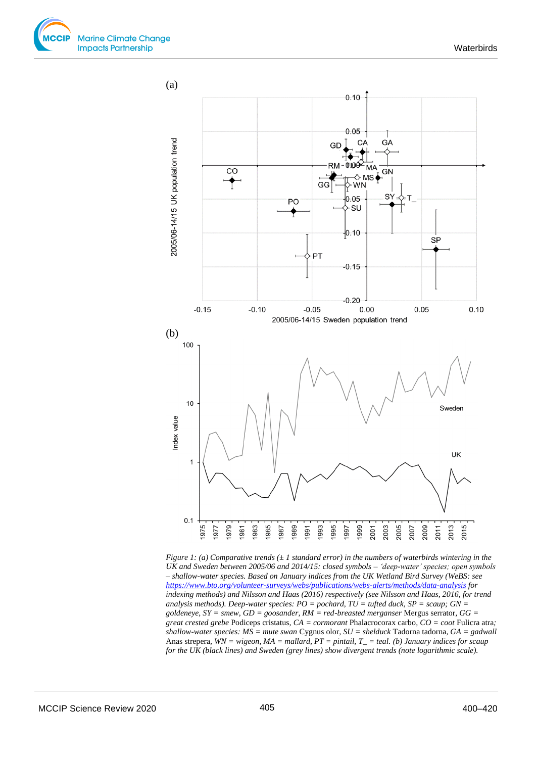*Figure 1: (a) Comparative trends (± 1 standard error) in the numbers of waterbirds wintering in the UK and Sweden between 2005/06 and 2014/15: closed symbols – 'deep-water' species; open symbols – shallow-water species. Based on January indices from the UK Wetland Bird Survey (WeBS: see [https://www.bto.org/volunteer-surveys/webs/publications/webs-alerts/methods/data-analysis](https://www.bto.org/volunteer-surveys/webs/publications/webs-alerts/methods/data-analysis) for indexing methods) and Nilsson and Haas (2016) respectively (see Nilsson and Haas, 2016, for trend analysis methods). Deep-water species: PO = pochard, TU = tufted duck, SP = scaup; GN = goldeneye, SY = smew, GD = goosander, RM = red-breasted merganser* Mergus serrator*, GG = great crested grebe* Podiceps cristatus*, CA = cormorant* Phalacrocorax carbo*, CO = coot* Fulicra atra*; shallow-water species: MS = mute swan* Cygnus olor*, SU = shelduck* Tadorna tadorna*, GA = gadwall* Anas strepera*, WN = wigeon, MA = mallard, PT = pintail, T_ = teal. (b) January indices for scaup for the UK (black lines) and Sweden (grey lines) show divergent trends (note logarithmic scale).*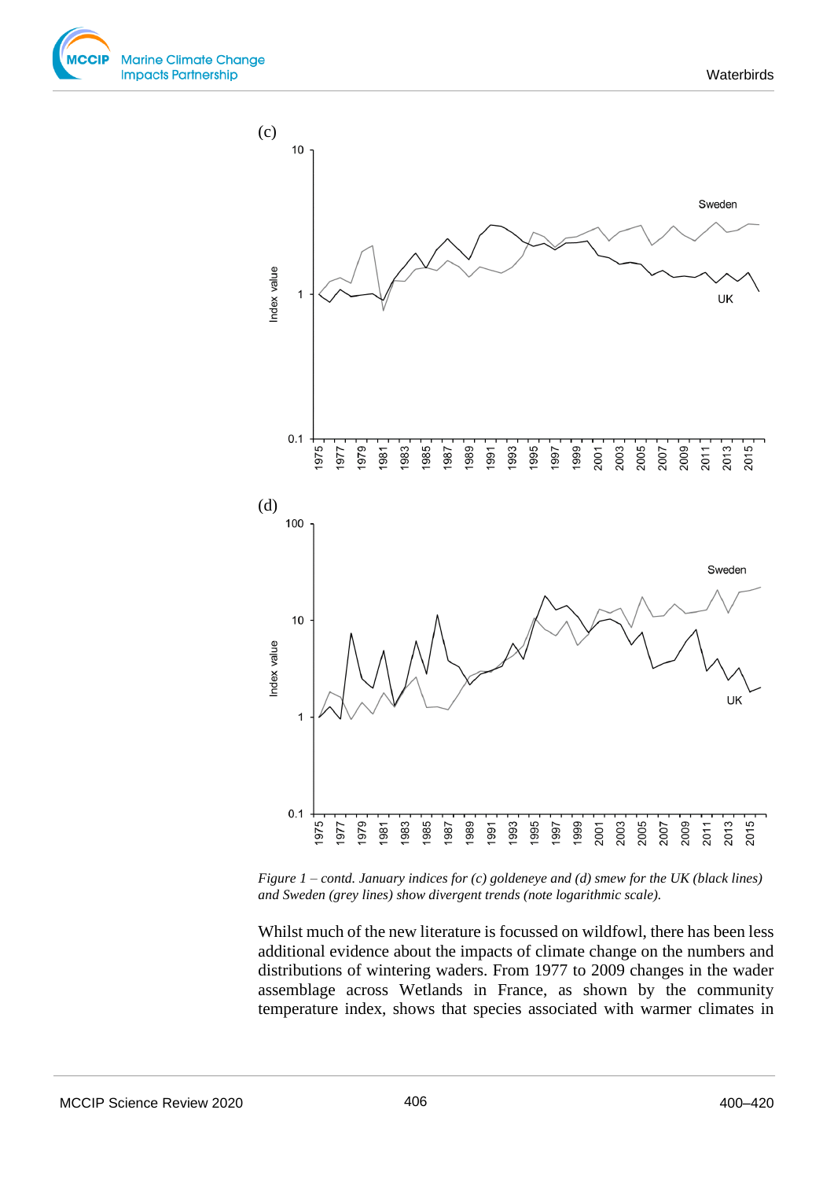(c)

(d)

*Figure 1 – contd. January indices for (c) goldeneye and (d) smew for the UK (black lines) and Sweden (grey lines) show divergent trends (note logarithmic scale).*

Whilst much of the new literature is focussed on wildfowl, there has been less additional evidence about the impacts of climate change on the numbers and distributions of wintering waders. From 1977 to 2009 changes in the wader assemblage across Wetlands in France, as shown by the community temperature index, shows that species associated with warmer climates in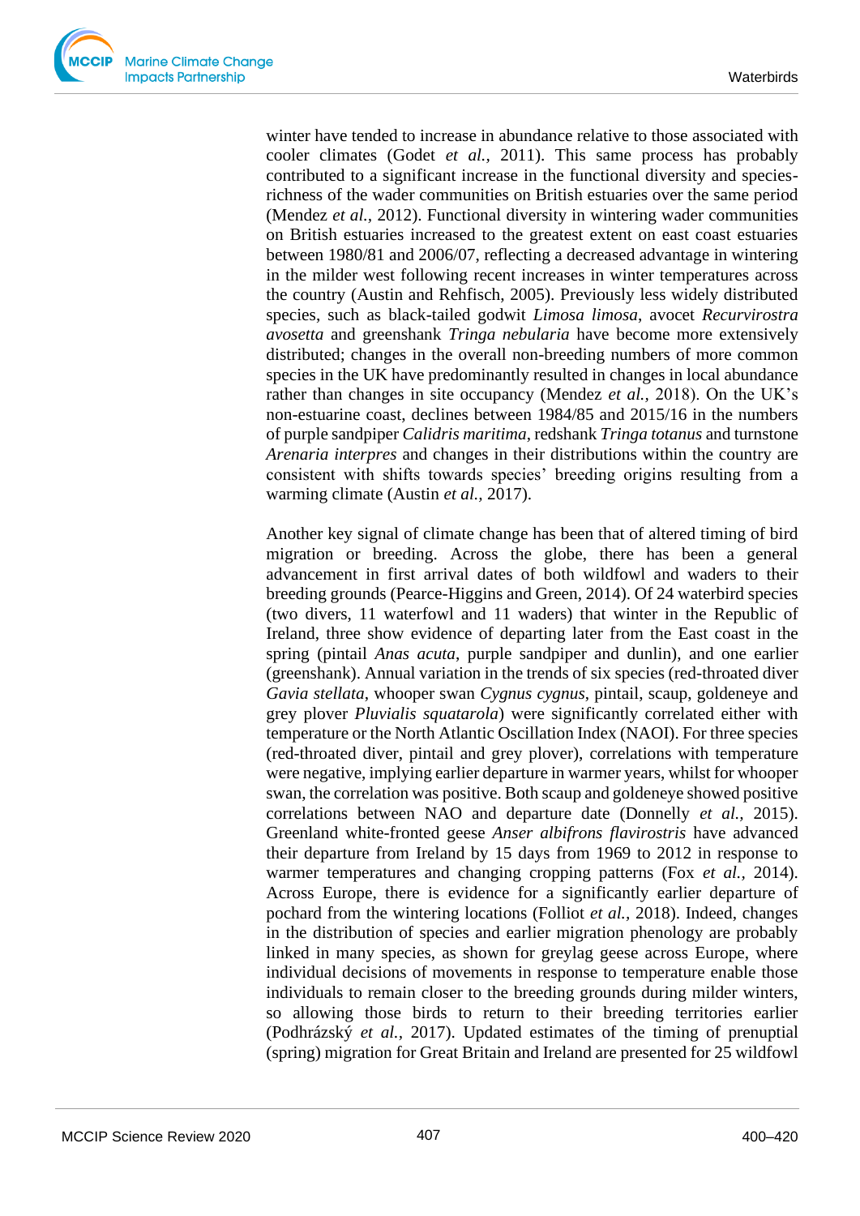winter have tended to increase in abundance relative to those associated with cooler climates (Godet *et al.,* 2011). This same process has probably contributed to a significant increase in the functional diversity and species-richness of the wader communities on British estuaries over the same period (Mendez *et al.,* 2012). Functional diversity in wintering wader communities on British estuaries increased to the greatest extent on east coast estuaries between 1980/81 and 2006/07, reflecting a decreased advantage in wintering in the milder west following recent increases in winter temperatures across the country (Austin and Rehfisch, 2005). Previously less widely distributed species, such as black-tailed godwit *Limosa limosa*, avocet *Recurvirostra avosetta* and greenshank *Tringa nebularia* have become more extensively distributed; changes in the overall non-breeding numbers of more common species in the UK have predominantly resulted in changes in local abundance rather than changes in site occupancy (Mendez *et al.,* 2018). On the UK's non-estuarine coast, declines between 1984/85 and 2015/16 in the numbers of purple sandpiper *Calidris maritima*, redshank *Tringa totanus* and turnstone *Arenaria interpres* and changes in their distributions within the country are consistent with shifts towards species' breeding origins resulting from a warming climate (Austin *et al.,* 2017).

Another key signal of climate change has been that of altered timing of bird migration or breeding. Across the globe, there has been a general advancement in first arrival dates of both wildfowl and waders to their breeding grounds (Pearce-Higgins and Green, 2014). Of 24 waterbird species (two divers, 11 waterfowl and 11 waders) that winter in the Republic of Ireland, three show evidence of departing later from the East coast in the spring (pintail *Anas acuta*, purple sandpiper and dunlin), and one earlier (greenshank). Annual variation in the trends of six species (red-throated diver *Gavia stellata*, whooper swan *Cygnus cygnus*, pintail, scaup, goldeneye and grey plover *Pluvialis squatarola*) were significantly correlated either with temperature or the North Atlantic Oscillation Index (NAOI). For three species (red-throated diver, pintail and grey plover), correlations with temperature were negative, implying earlier departure in warmer years, whilst for whooper swan, the correlation was positive. Both scaup and goldeneye showed positive correlations between NAO and departure date (Donnelly *et al.,* 2015). Greenland white-fronted geese *Anser albifrons flavirostris* have advanced their departure from Ireland by 15 days from 1969 to 2012 in response to warmer temperatures and changing cropping patterns (Fox *et al.,* 2014). Across Europe, there is evidence for a significantly earlier departure of pochard from the wintering locations (Folliot *et al.,* 2018). Indeed, changes in the distribution of species and earlier migration phenology are probably linked in many species, as shown for greylag geese across Europe, where individual decisions of movements in response to temperature enable those individuals to remain closer to the breeding grounds during milder winters, so allowing those birds to return to their breeding territories earlier (Podhrázský *et al.,* 2017). Updated estimates of the timing of prenuptial (spring) migration for Great Britain and Ireland are presented for 25 wildfowl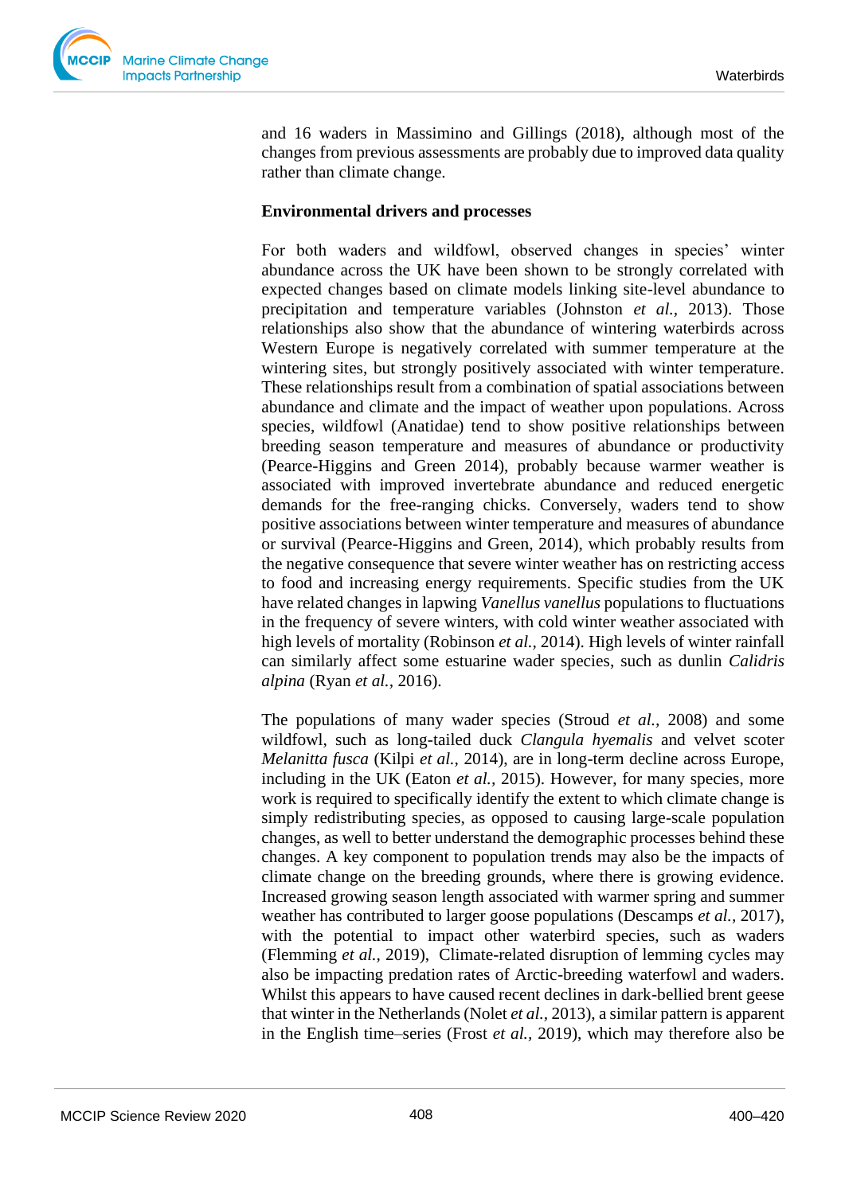and 16 waders in Massimino and Gillings (2018), although most of the changes from previous assessments are probably due to improved data quality rather than climate change.

**Environmental drivers and processes**

For both waders and wildfowl, observed changes in species' winter abundance across the UK have been shown to be strongly correlated with expected changes based on climate models linking site-level abundance to precipitation and temperature variables (Johnston *et al.*, 2013). Those relationships also show that the abundance of wintering waterbirds across Western Europe is negatively correlated with summer temperature at the wintering sites, but strongly positively associated with winter temperature. These relationships result from a combination of spatial associations between abundance and climate and the impact of weather upon populations. Across species, wildfowl (Anatidae) tend to show positive relationships between breeding season temperature and measures of abundance or productivity (Pearce-Higgins and Green 2014), probably because warmer weather is associated with improved invertebrate abundance and reduced energetic demands for the free-ranging chicks. Conversely, waders tend to show positive associations between winter temperature and measures of abundance or survival (Pearce-Higgins and Green, 2014), which probably results from the negative consequence that severe winter weather has on restricting access to food and increasing energy requirements. Specific studies from the UK have related changes in lapwing *Vanellus vanellus* populations to fluctuations in the frequency of severe winters, with cold winter weather associated with high levels of mortality (Robinson *et al.*, 2014). High levels of winter rainfall can similarly affect some estuarine wader species, such as dunlin *Calidris alpina* (Ryan *et al.*, 2016).

The populations of many wader species (Stroud *et al.*, 2008) and some wildfowl, such as long-tailed duck *Clangula hyemalis* and velvet scoter *Melanitta fusca* (Kilpi *et al.*, 2014), are in long-term decline across Europe, including in the UK (Eaton *et al.*, 2015). However, for many species, more work is required to specifically identify the extent to which climate change is simply redistributing species, as opposed to causing large-scale population changes, as well to better understand the demographic processes behind these changes. A key component to population trends may also be the impacts of climate change on the breeding grounds, where there is growing evidence. Increased growing season length associated with warmer spring and summer weather has contributed to larger goose populations (Descamps *et al.*, 2017), with the potential to impact other waterbird species, such as waders (Flemming *et al.*, 2019), Climate-related disruption of lemming cycles may also be impacting predation rates of Arctic-breeding waterfowl and waders. Whilst this appears to have caused recent declines in dark-bellied brent geese that winter in the Netherlands (Nolet *et al.*, 2013), a similar pattern is apparent in the English time–series (Frost *et al.*, 2019), which may therefore also be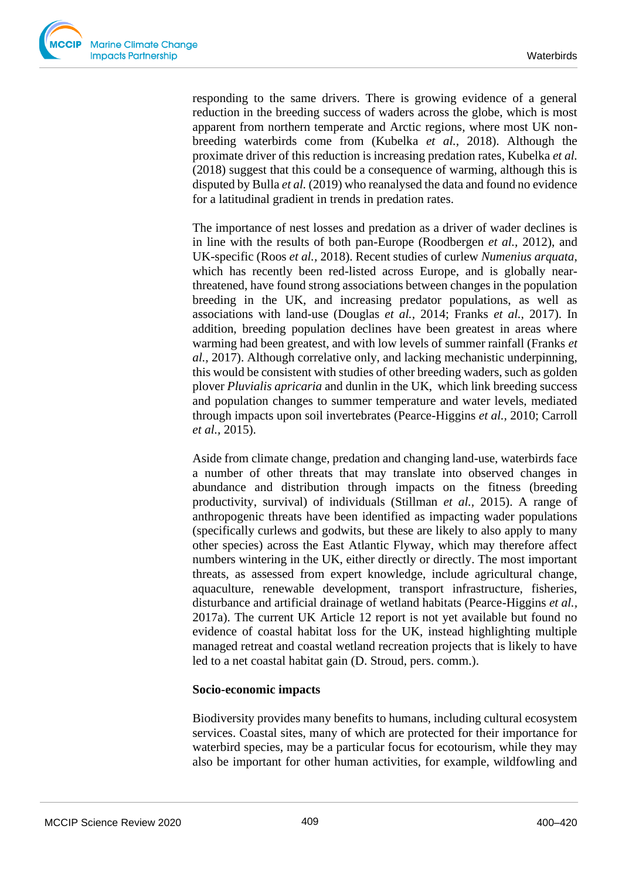responding to the same drivers. There is growing evidence of a general reduction in the breeding success of waders across the globe, which is most apparent from northern temperate and Arctic regions, where most UK non-breeding waterbirds come from (Kubelka *et al.,* 2018). Although the proximate driver of this reduction is increasing predation rates, Kubelka *et al.* (2018) suggest that this could be a consequence of warming, although this is disputed by Bulla *et al.* (2019) who reanalysed the data and found no evidence for a latitudinal gradient in trends in predation rates.

The importance of nest losses and predation as a driver of wader declines is in line with the results of both pan-Europe (Roodbergen *et al.,* 2012), and UK-specific (Roos *et al.,* 2018). Recent studies of curlew *Numenius arquata*, which has recently been red-listed across Europe, and is globally near-threatened, have found strong associations between changes in the population breeding in the UK, and increasing predator populations, as well as associations with land-use (Douglas *et al.,* 2014; Franks *et al.,* 2017). In addition, breeding population declines have been greatest in areas where warming had been greatest, and with low levels of summer rainfall (Franks *et al.,* 2017). Although correlative only, and lacking mechanistic underpinning, this would be consistent with studies of other breeding waders, such as golden plover *Pluvialis apricaria* and dunlin in the UK, which link breeding success and population changes to summer temperature and water levels, mediated through impacts upon soil invertebrates (Pearce-Higgins *et al.,* 2010; Carroll *et al.,* 2015).

Aside from climate change, predation and changing land-use, waterbirds face a number of other threats that may translate into observed changes in abundance and distribution through impacts on the fitness (breeding productivity, survival) of individuals (Stillman *et al.,* 2015). A range of anthropogenic threats have been identified as impacting wader populations (specifically curlews and godwits, but these are likely to also apply to many other species) across the East Atlantic Flyway, which may therefore affect numbers wintering in the UK, either directly or directly. The most important threats, as assessed from expert knowledge, include agricultural change, aquaculture, renewable development, transport infrastructure, fisheries, disturbance and artificial drainage of wetland habitats (Pearce-Higgins *et al.,* 2017a). The current UK Article 12 report is not yet available but found no evidence of coastal habitat loss for the UK, instead highlighting multiple managed retreat and coastal wetland recreation projects that is likely to have led to a net coastal habitat gain (D. Stroud, pers. comm.).

**Socio-economic impacts**

Biodiversity provides many benefits to humans, including cultural ecosystem services. Coastal sites, many of which are protected for their importance for waterbird species, may be a particular focus for ecotourism, while they may also be important for other human activities, for example, wildfowling and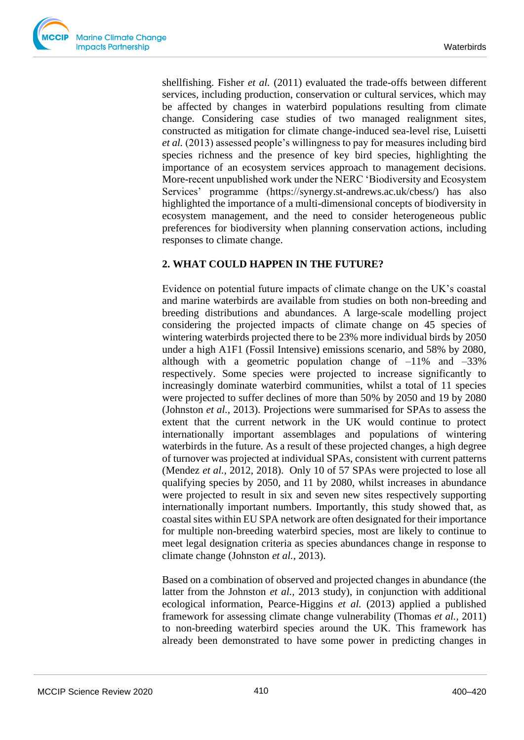shellfishing. Fisher *et al.* (2011) evaluated the trade-offs between different services, including production, conservation or cultural services, which may be affected by changes in waterbird populations resulting from climate change. Considering case studies of two managed realignment sites, constructed as mitigation for climate change-induced sea-level rise, Luisetti *et al.* (2013) assessed people's willingness to pay for measures including bird species richness and the presence of key bird species, highlighting the importance of an ecosystem services approach to management decisions. More-recent unpublished work under the NERC 'Biodiversity and Ecosystem Services' programme (https://synergy.st-andrews.ac.uk/cbess/) has also highlighted the importance of a multi-dimensional concepts of biodiversity in ecosystem management, and the need to consider heterogeneous public preferences for biodiversity when planning conservation actions, including responses to climate change.

## 2. WHAT COULD HAPPEN IN THE FUTURE?

Evidence on potential future impacts of climate change on the UK's coastal and marine waterbirds are available from studies on both non-breeding and breeding distributions and abundances. A large-scale modelling project considering the projected impacts of climate change on 45 species of wintering waterbirds projected there to be 23% more individual birds by 2050 under a high A1F1 (Fossil Intensive) emissions scenario, and 58% by 2080, although with a geometric population change of –11% and –33% respectively. Some species were projected to increase significantly to increasingly dominate waterbird communities, whilst a total of 11 species were projected to suffer declines of more than 50% by 2050 and 19 by 2080 (Johnston *et al.*, 2013). Projections were summarised for SPAs to assess the extent that the current network in the UK would continue to protect internationally important assemblages and populations of wintering waterbirds in the future. As a result of these projected changes, a high degree of turnover was projected at individual SPAs, consistent with current patterns (Mendez *et al.*, 2012, 2018). Only 10 of 57 SPAs were projected to lose all qualifying species by 2050, and 11 by 2080, whilst increases in abundance were projected to result in six and seven new sites respectively supporting internationally important numbers. Importantly, this study showed that, as coastal sites within EU SPA network are often designated for their importance for multiple non-breeding waterbird species, most are likely to continue to meet legal designation criteria as species abundances change in response to climate change (Johnston *et al.*, 2013).

Based on a combination of observed and projected changes in abundance (the latter from the Johnston *et al.*, 2013 study), in conjunction with additional ecological information, Pearce-Higgins *et al.* (2013) applied a published framework for assessing climate change vulnerability (Thomas *et al.*, 2011) to non-breeding waterbird species around the UK. This framework has already been demonstrated to have some power in predicting changes in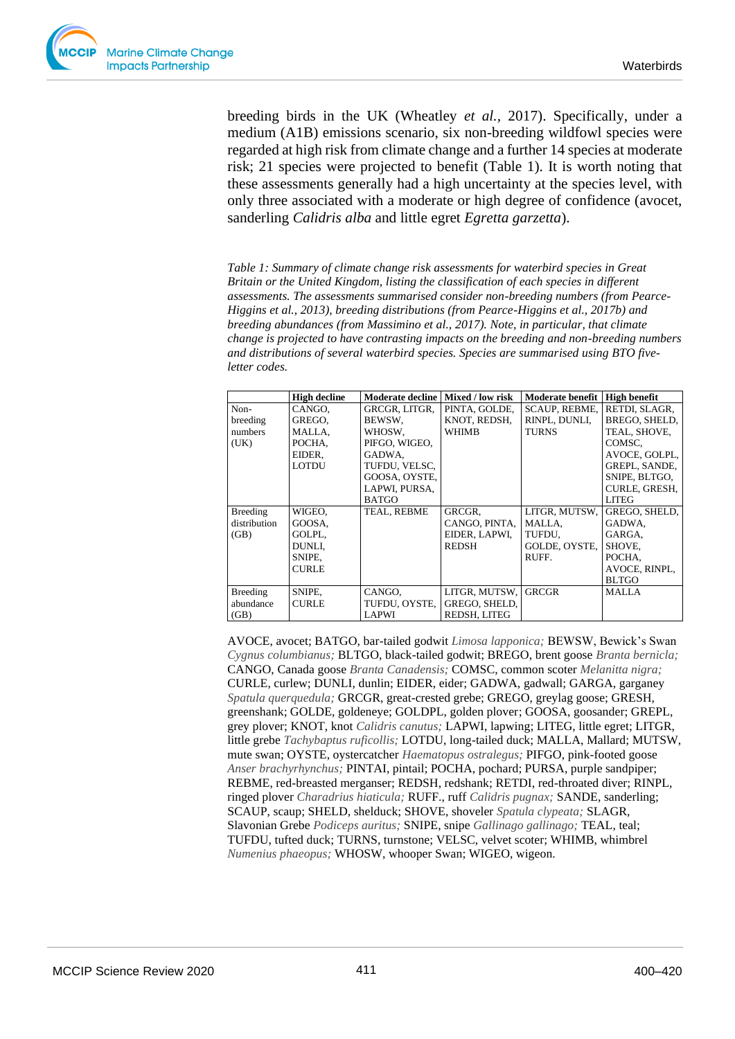breeding birds in the UK (Wheatley *et al.*, 2017). Specifically, under a medium (A1B) emissions scenario, six non-breeding wildfowl species were regarded at high risk from climate change and a further 14 species at moderate risk; 21 species were projected to benefit (Table 1). It is worth noting that these assessments generally had a high uncertainty at the species level, with only three associated with a moderate or high degree of confidence (avocet, sanderling *Calidris alba* and little egret *Egretta garzetta*).

*Table 1: Summary of climate change risk assessments for waterbird species in Great Britain or the United Kingdom, listing the classification of each species in different assessments. The assessments summarised consider non-breeding numbers (from Pearce-Higgins et al., 2013), breeding distributions (from Pearce-Higgins et al., 2017b) and breeding abundances (from Massimino et al., 2017). Note, in particular, that climate change is projected to have contrasting impacts on the breeding and non-breeding numbers and distributions of several waterbird species. Species are summarised using BTO five-letter codes.*

| | **High decline** | **Moderate decline** | **Mixed / low risk** | **Moderate benefit** | **High benefit** |
|---|---|---|---|---|---|
| Non-breeding numbers (UK) | CANGO, GREGO, MALLA, POCHA, EIDER, LOTDU | GRCGR, LITGR, BEWSW, WHOSW, PIFGO, WIGEO, GADWA, TUFDU, VELSC, GOOSA, OYSTE, LAPWI, PURSA, BATGO | PINTA, GOLDE, KNOT, REDSH, WHIMB | SCAUP, REBME, RINPL, DUNLI, TURNS | RETDI, SLAGR, BREGO, SHELD, TEAL, SHOVE, COMSC, AVOCE, GOLPL, GREPL, SANDE, SNIPE, BLTGO, CURLE, GRESH, LITEG |
| Breeding distribution (GB) | WIGEO, GOOSA, GOLPL, DUNLI, SNIPE, CURLE | TEAL, REBME | GRCGR, CANGO, PINTA, EIDER, LAPWI, REDSH | LITGR, MUTSW, MALLA, TUFDU, GOLDE, OYSTE, RUFF. | GREGO, SHELD, GADWA, GARGA, SHOVE, POCHA, AVOCE, RINPL, BLTGO |
| Breeding abundance (GB) | SNIPE, CURLE | CANGO, TUFDU, OYSTE, LAPWI | LITGR, MUTSW, GREGO, SHELD, REDSH, LITEG | GRCGR | MALLA |

AVOCE, avocet; BATGO, bar-tailed godwit *Limosa lapponica;* BEWSW, Bewick's Swan *Cygnus columbianus;* BLTGO, black-tailed godwit; BREGO, brent goose *Branta bernicla;* CANGO, Canada goose *Branta Canadensis;* COMSC, common scoter *Melanitta nigra;* CURLE, curlew; DUNLI, dunlin; EIDER, eider; GADWA, gadwall; GARGA, garganey *Spatula querquedula;* GRCGR, great-crested grebe; GREGO, greylag goose; GRESH, greenshank; GOLDE, goldeneye; GOLDPL, golden plover; GOOSA, goosander; GREPL, grey plover; KNOT, knot *Calidris canutus;* LAPWI, lapwing; LITEG, little egret; LITGR, little grebe *Tachybaptus ruficollis;* LOTDU, long-tailed duck; MALLA, Mallard; MUTSW, mute swan; OYSTE, oystercatcher *Haematopus ostralegus;* PIFGO, pink-footed goose *Anser brachyrhynchus;* PINTAI, pintail; POCHA, pochard; PURSA, purple sandpiper; REBME, red-breasted merganser; REDSH, redshank; RETDI, red-throated diver; RINPL, ringed plover *Charadrius hiaticula;* RUFF., ruff *Calidris pugnax;* SANDE, sanderling; SCAUP, scaup; SHELD, shelduck; SHOVE, shoveler *Spatula clypeata;* SLAGR, Slavonian Grebe *Podiceps auritus;* SNIPE, snipe *Gallinago gallinago;* TEAL, teal; TUFDU, tufted duck; TURNS, turnstone; VELSC, velvet scoter; WHIMB, whimbrel *Numenius phaeopus;* WHOSW, whooper Swan; WIGEO, wigeon.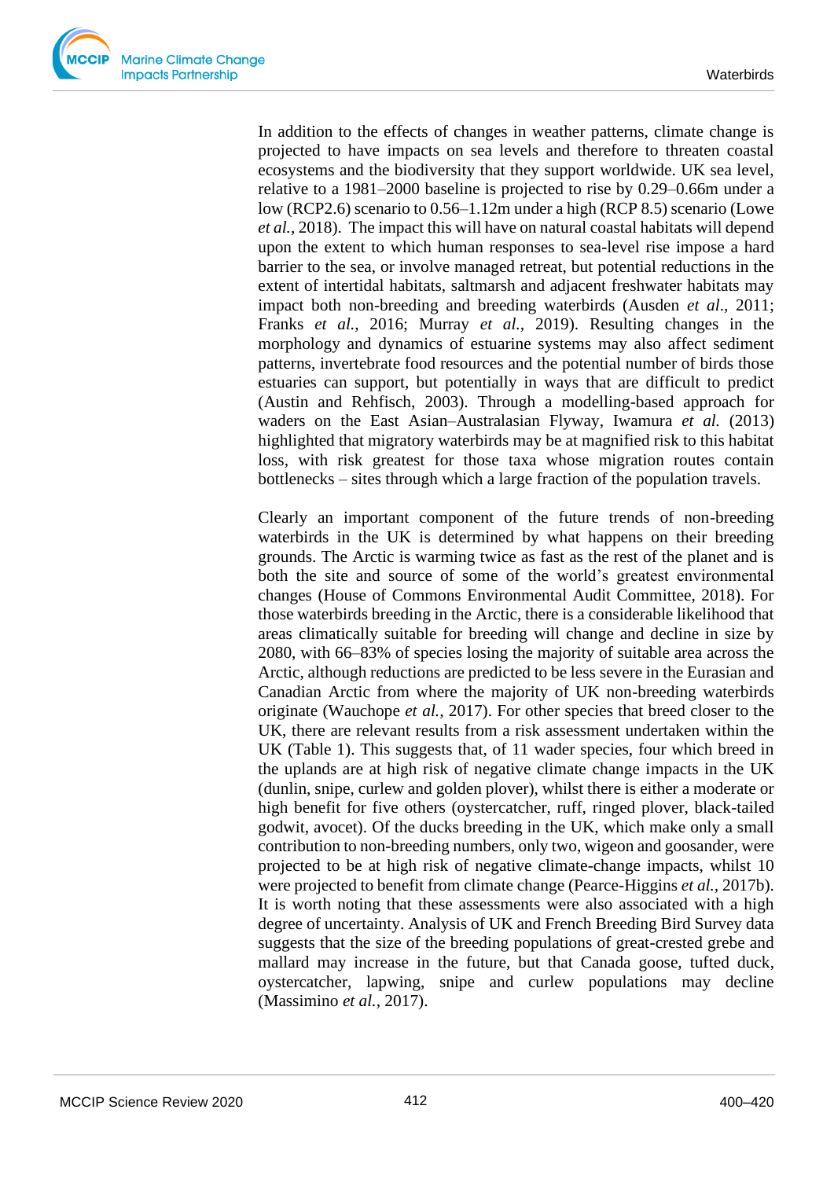In addition to the effects of changes in weather patterns, climate change is projected to have impacts on sea levels and therefore to threaten coastal ecosystems and the biodiversity that they support worldwide. UK sea level, relative to a 1981–2000 baseline is projected to rise by 0.29–0.66m under a low (RCP2.6) scenario to 0.56–1.12m under a high (RCP 8.5) scenario (Lowe *et al.*, 2018). The impact this will have on natural coastal habitats will depend upon the extent to which human responses to sea-level rise impose a hard barrier to the sea, or involve managed retreat, but potential reductions in the extent of intertidal habitats, saltmarsh and adjacent freshwater habitats may impact both non-breeding and breeding waterbirds (Ausden *et al*., 2011; Franks *et al.*, 2016; Murray *et al.*, 2019). Resulting changes in the morphology and dynamics of estuarine systems may also affect sediment patterns, invertebrate food resources and the potential number of birds those estuaries can support, but potentially in ways that are difficult to predict (Austin and Rehfisch, 2003). Through a modelling-based approach for waders on the East Asian–Australasian Flyway, Iwamura *et al.* (2013) highlighted that migratory waterbirds may be at magnified risk to this habitat loss, with risk greatest for those taxa whose migration routes contain bottlenecks – sites through which a large fraction of the population travels.

Clearly an important component of the future trends of non-breeding waterbirds in the UK is determined by what happens on their breeding grounds. The Arctic is warming twice as fast as the rest of the planet and is both the site and source of some of the world's greatest environmental changes (House of Commons Environmental Audit Committee, 2018). For those waterbirds breeding in the Arctic, there is a considerable likelihood that areas climatically suitable for breeding will change and decline in size by 2080, with 66–83% of species losing the majority of suitable area across the Arctic, although reductions are predicted to be less severe in the Eurasian and Canadian Arctic from where the majority of UK non-breeding waterbirds originate (Wauchope *et al.*, 2017). For other species that breed closer to the UK, there are relevant results from a risk assessment undertaken within the UK (Table 1). This suggests that, of 11 wader species, four which breed in the uplands are at high risk of negative climate change impacts in the UK (dunlin, snipe, curlew and golden plover), whilst there is either a moderate or high benefit for five others (oystercatcher, ruff, ringed plover, black-tailed godwit, avocet). Of the ducks breeding in the UK, which make only a small contribution to non-breeding numbers, only two, wigeon and goosander, were projected to be at high risk of negative climate-change impacts, whilst 10 were projected to benefit from climate change (Pearce-Higgins *et al.*, 2017b). It is worth noting that these assessments were also associated with a high degree of uncertainty. Analysis of UK and French Breeding Bird Survey data suggests that the size of the breeding populations of great-crested grebe and mallard may increase in the future, but that Canada goose, tufted duck, oystercatcher, lapwing, snipe and curlew populations may decline (Massimino *et al.*, 2017).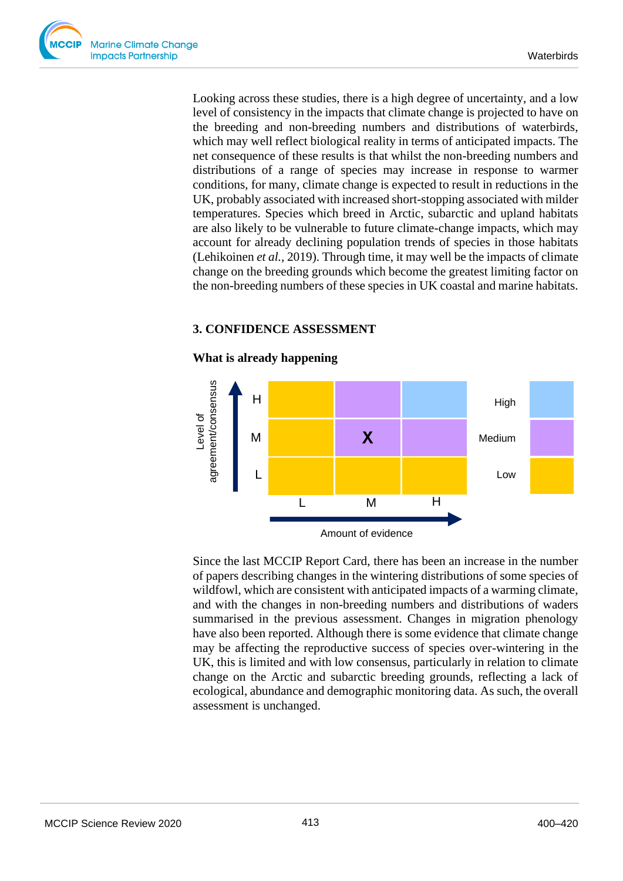Looking across these studies, there is a high degree of uncertainty, and a low level of consistency in the impacts that climate change is projected to have on the breeding and non-breeding numbers and distributions of waterbirds, which may well reflect biological reality in terms of anticipated impacts. The net consequence of these results is that whilst the non-breeding numbers and distributions of a range of species may increase in response to warmer conditions, for many, climate change is expected to result in reductions in the UK, probably associated with increased short-stopping associated with milder temperatures. Species which breed in Arctic, subarctic and upland habitats are also likely to be vulnerable to future climate-change impacts, which may account for already declining population trends of species in those habitats (Lehikoinen *et al.*, 2019). Through time, it may well be the impacts of climate change on the breeding grounds which become the greatest limiting factor on the non-breeding numbers of these species in UK coastal and marine habitats.

## 3. CONFIDENCE ASSESSMENT

### What is already happening

| Level of agreement/consensus ↓ / Amount of evidence → | L | M | H |
|---|---|---|---|
| H | | | |
| M | | X | |
| L | | | |

Legend: High / Medium / Low

Since the last MCCIP Report Card, there has been an increase in the number of papers describing changes in the wintering distributions of some species of wildfowl, which are consistent with anticipated impacts of a warming climate, and with the changes in non-breeding numbers and distributions of waders summarised in the previous assessment. Changes in migration phenology have also been reported. Although there is some evidence that climate change may be affecting the reproductive success of species over-wintering in the UK, this is limited and with low consensus, particularly in relation to climate change on the Arctic and subarctic breeding grounds, reflecting a lack of ecological, abundance and demographic monitoring data. As such, the overall assessment is unchanged.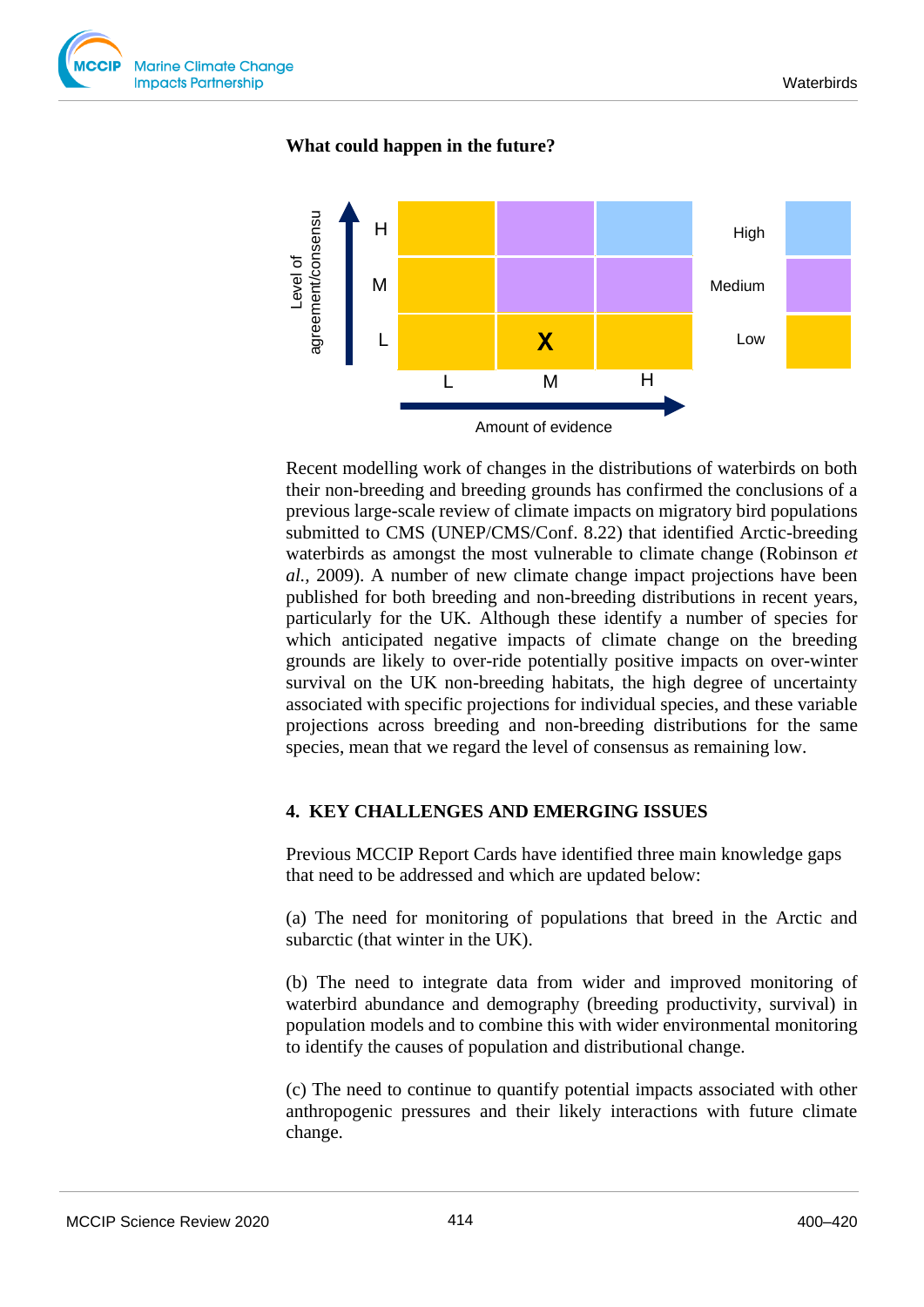**What could happen in the future?**

| Level of agreement/consensus | L | M | H |
|---|---|---|---|
| H | | | |
| M | | | |
| L | | X | |
| | | Amount of evidence | |

Legend: High, Medium, Low

Recent modelling work of changes in the distributions of waterbirds on both their non-breeding and breeding grounds has confirmed the conclusions of a previous large-scale review of climate impacts on migratory bird populations submitted to CMS (UNEP/CMS/Conf. 8.22) that identified Arctic-breeding waterbirds as amongst the most vulnerable to climate change (Robinson *et al.,* 2009). A number of new climate change impact projections have been published for both breeding and non-breeding distributions in recent years, particularly for the UK. Although these identify a number of species for which anticipated negative impacts of climate change on the breeding grounds are likely to over-ride potentially positive impacts on over-winter survival on the UK non-breeding habitats, the high degree of uncertainty associated with specific projections for individual species, and these variable projections across breeding and non-breeding distributions for the same species, mean that we regard the level of consensus as remaining low.

## 4. KEY CHALLENGES AND EMERGING ISSUES

Previous MCCIP Report Cards have identified three main knowledge gaps that need to be addressed and which are updated below:

(a) The need for monitoring of populations that breed in the Arctic and subarctic (that winter in the UK).

(b) The need to integrate data from wider and improved monitoring of waterbird abundance and demography (breeding productivity, survival) in population models and to combine this with wider environmental monitoring to identify the causes of population and distributional change.

(c) The need to continue to quantify potential impacts associated with other anthropogenic pressures and their likely interactions with future climate change.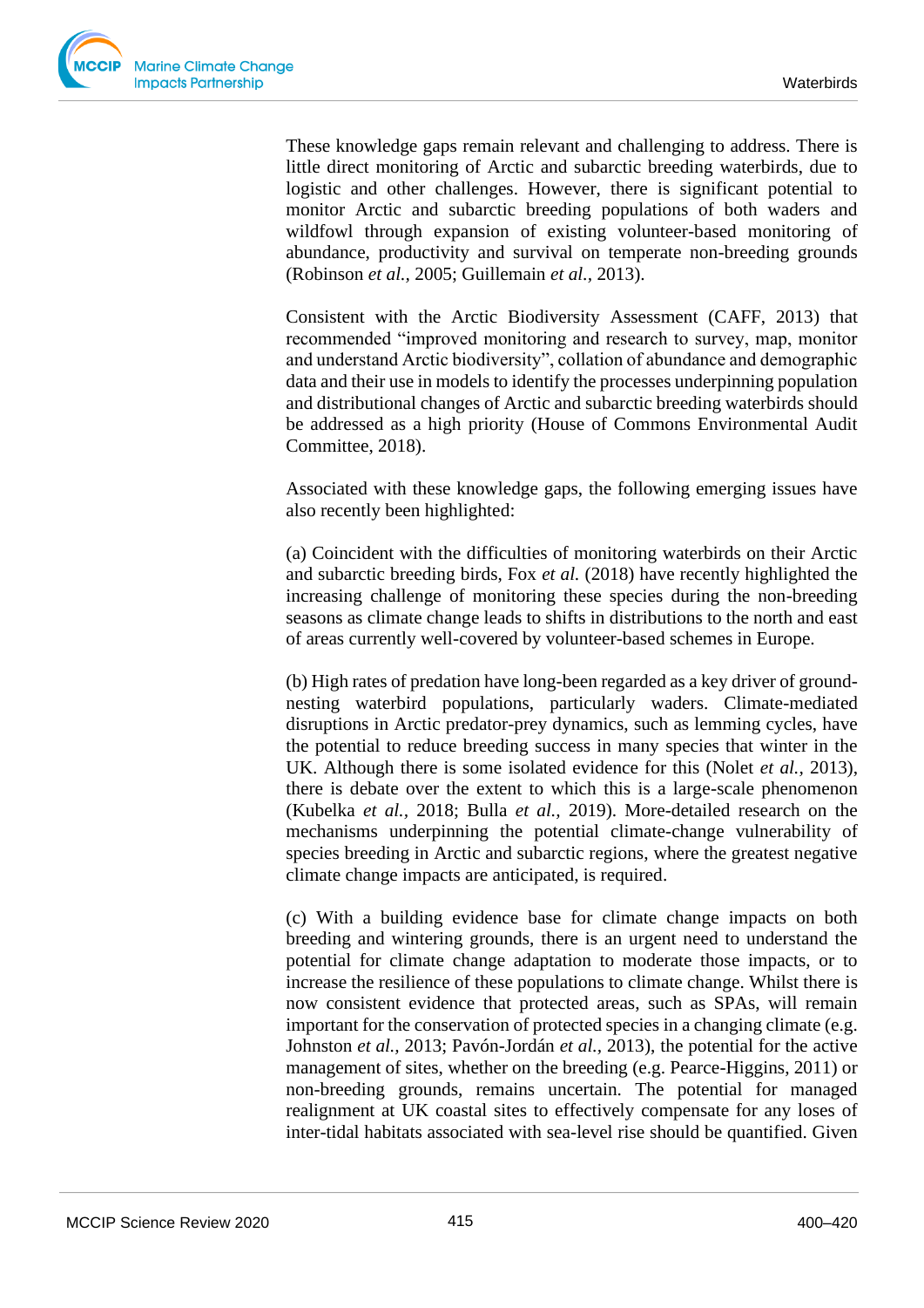These knowledge gaps remain relevant and challenging to address. There is little direct monitoring of Arctic and subarctic breeding waterbirds, due to logistic and other challenges. However, there is significant potential to monitor Arctic and subarctic breeding populations of both waders and wildfowl through expansion of existing volunteer-based monitoring of abundance, productivity and survival on temperate non-breeding grounds (Robinson *et al.*, 2005; Guillemain *et al.*, 2013).

Consistent with the Arctic Biodiversity Assessment (CAFF, 2013) that recommended "improved monitoring and research to survey, map, monitor and understand Arctic biodiversity", collation of abundance and demographic data and their use in models to identify the processes underpinning population and distributional changes of Arctic and subarctic breeding waterbirds should be addressed as a high priority (House of Commons Environmental Audit Committee, 2018).

Associated with these knowledge gaps, the following emerging issues have also recently been highlighted:

(a) Coincident with the difficulties of monitoring waterbirds on their Arctic and subarctic breeding birds, Fox *et al.* (2018) have recently highlighted the increasing challenge of monitoring these species during the non-breeding seasons as climate change leads to shifts in distributions to the north and east of areas currently well-covered by volunteer-based schemes in Europe.

(b) High rates of predation have long-been regarded as a key driver of ground-nesting waterbird populations, particularly waders. Climate-mediated disruptions in Arctic predator-prey dynamics, such as lemming cycles, have the potential to reduce breeding success in many species that winter in the UK. Although there is some isolated evidence for this (Nolet *et al.*, 2013), there is debate over the extent to which this is a large-scale phenomenon (Kubelka *et al.*, 2018; Bulla *et al.*, 2019). More-detailed research on the mechanisms underpinning the potential climate-change vulnerability of species breeding in Arctic and subarctic regions, where the greatest negative climate change impacts are anticipated, is required.

(c) With a building evidence base for climate change impacts on both breeding and wintering grounds, there is an urgent need to understand the potential for climate change adaptation to moderate those impacts, or to increase the resilience of these populations to climate change. Whilst there is now consistent evidence that protected areas, such as SPAs, will remain important for the conservation of protected species in a changing climate (e.g. Johnston *et al.*, 2013; Pavón-Jordán *et al.*, 2013), the potential for the active management of sites, whether on the breeding (e.g. Pearce-Higgins, 2011) or non-breeding grounds, remains uncertain. The potential for managed realignment at UK coastal sites to effectively compensate for any loses of inter-tidal habitats associated with sea-level rise should be quantified. Given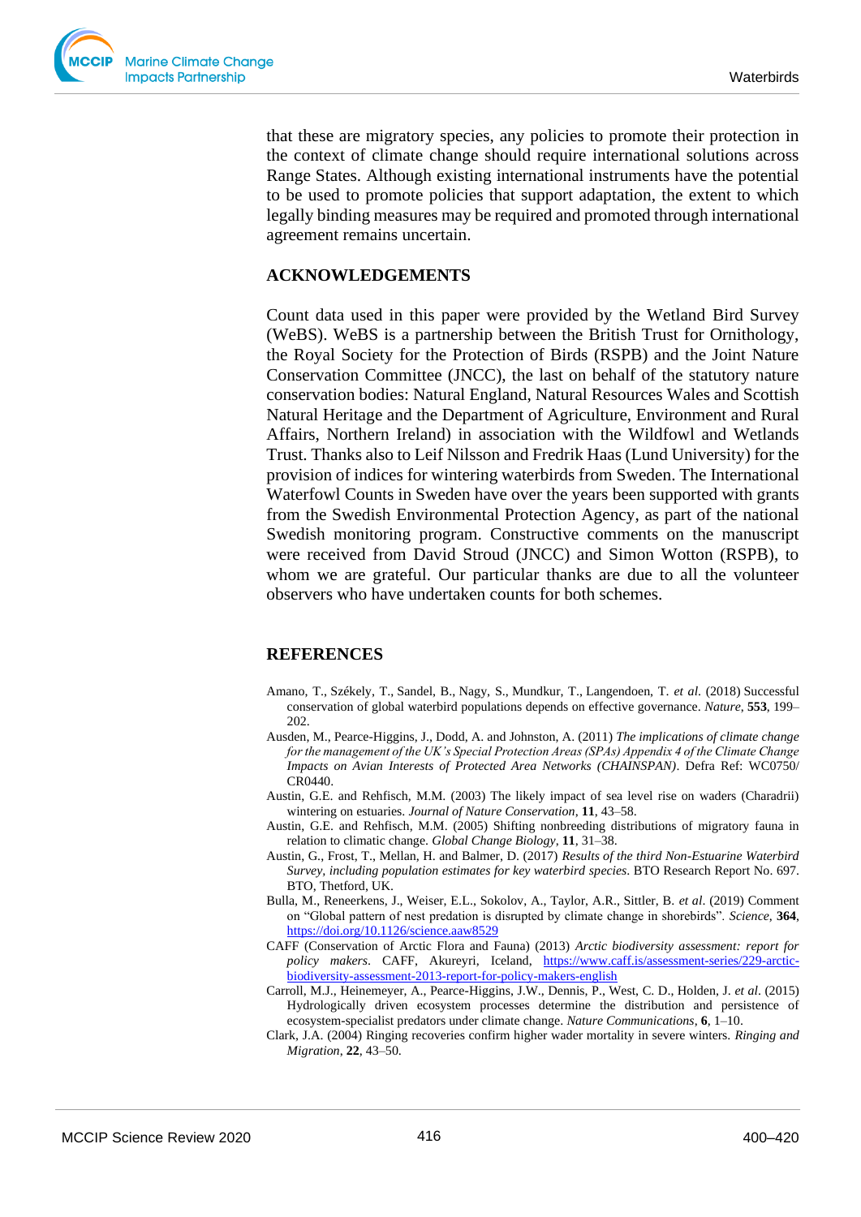that these are migratory species, any policies to promote their protection in the context of climate change should require international solutions across Range States. Although existing international instruments have the potential to be used to promote policies that support adaptation, the extent to which legally binding measures may be required and promoted through international agreement remains uncertain.

## ACKNOWLEDGEMENTS

Count data used in this paper were provided by the Wetland Bird Survey (WeBS). WeBS is a partnership between the British Trust for Ornithology, the Royal Society for the Protection of Birds (RSPB) and the Joint Nature Conservation Committee (JNCC), the last on behalf of the statutory nature conservation bodies: Natural England, Natural Resources Wales and Scottish Natural Heritage and the Department of Agriculture, Environment and Rural Affairs, Northern Ireland) in association with the Wildfowl and Wetlands Trust. Thanks also to Leif Nilsson and Fredrik Haas (Lund University) for the provision of indices for wintering waterbirds from Sweden. The International Waterfowl Counts in Sweden have over the years been supported with grants from the Swedish Environmental Protection Agency, as part of the national Swedish monitoring program. Constructive comments on the manuscript were received from David Stroud (JNCC) and Simon Wotton (RSPB), to whom we are grateful. Our particular thanks are due to all the volunteer observers who have undertaken counts for both schemes.

## REFERENCES

Amano, T., Székely, T., Sandel, B., Nagy, S., Mundkur, T., Langendoen, T. *et al.* (2018) Successful conservation of global waterbird populations depends on effective governance. *Nature*, **553**, 199–202.

Ausden, M., Pearce-Higgins, J., Dodd, A. and Johnston, A. (2011) *The implications of climate change for the management of the UK's Special Protection Areas (SPAs) Appendix 4 of the Climate Change Impacts on Avian Interests of Protected Area Networks (CHAINSPAN)*. Defra Ref: WC0750/CR0440.

Austin, G.E. and Rehfisch, M.M. (2003) The likely impact of sea level rise on waders (Charadrii) wintering on estuaries. *Journal of Nature Conservation*, **11**, 43–58.

Austin, G.E. and Rehfisch, M.M. (2005) Shifting nonbreeding distributions of migratory fauna in relation to climatic change. *Global Change Biology*, **11**, 31–38.

Austin, G., Frost, T., Mellan, H. and Balmer, D. (2017) *Results of the third Non-Estuarine Waterbird Survey, including population estimates for key waterbird species*. BTO Research Report No. 697. BTO, Thetford, UK.

Bulla, M., Reneerkens, J., Weiser, E.L., Sokolov, A., Taylor, A.R., Sittler, B. *et al.* (2019) Comment on "Global pattern of nest predation is disrupted by climate change in shorebirds". *Science*, **364**, https://doi.org/10.1126/science.aaw8529

CAFF (Conservation of Arctic Flora and Fauna) (2013) *Arctic biodiversity assessment: report for policy makers*. CAFF, Akureyri, Iceland, https://www.caff.is/assessment-series/229-arctic-biodiversity-assessment-2013-report-for-policy-makers-english

Carroll, M.J., Heinemeyer, A., Pearce-Higgins, J.W., Dennis, P., West, C. D., Holden, J. *et al*. (2015) Hydrologically driven ecosystem processes determine the distribution and persistence of ecosystem-specialist predators under climate change. *Nature Communications*, **6**, 1–10.

Clark, J.A. (2004) Ringing recoveries confirm higher wader mortality in severe winters. *Ringing and Migration*, **22**, 43–50.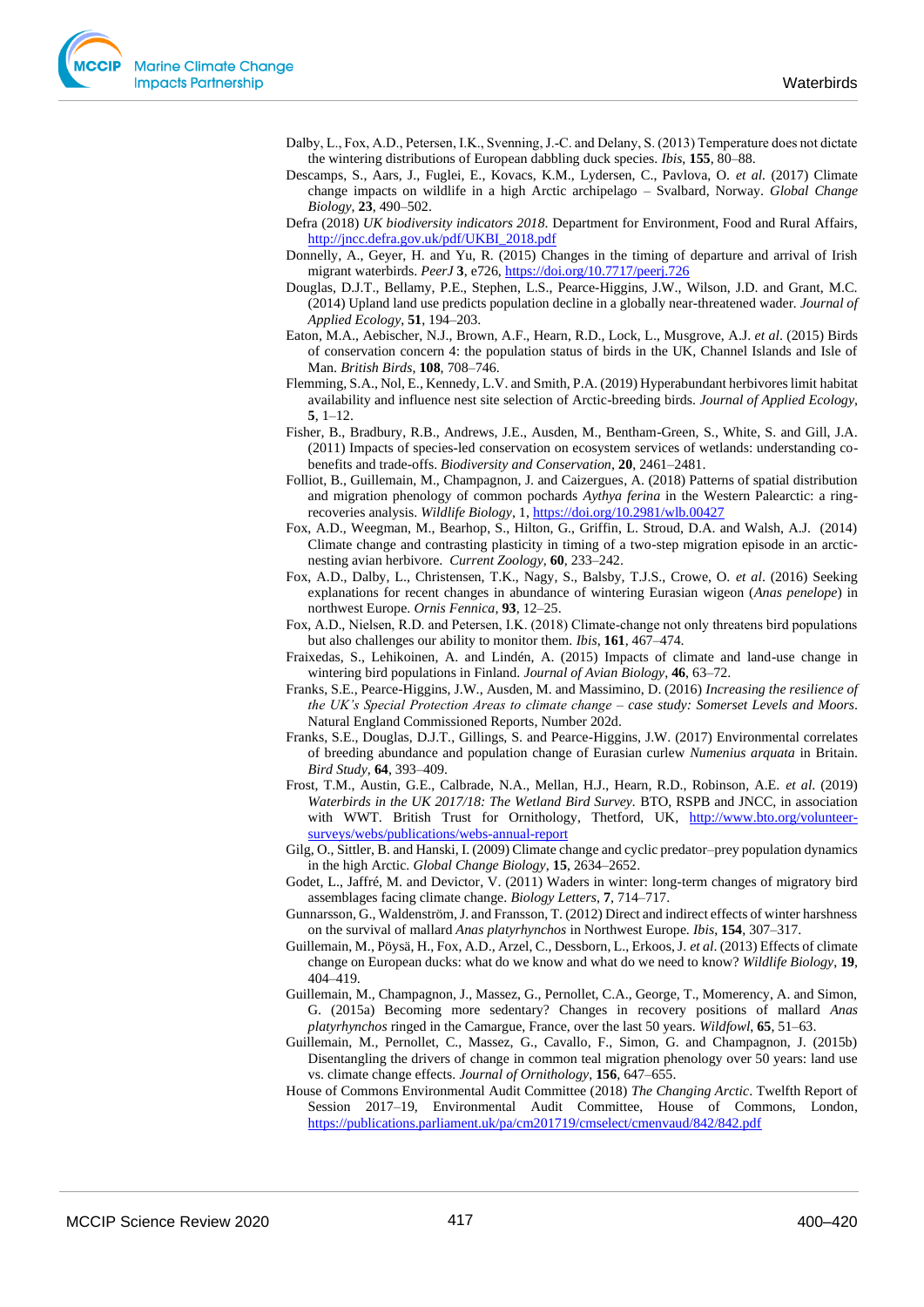Dalby, L., Fox, A.D., Petersen, I.K., Svenning, J.-C. and Delany, S. (2013) Temperature does not dictate the wintering distributions of European dabbling duck species. *Ibis*, **155**, 80–88.

Descamps, S., Aars, J., Fuglei, E., Kovacs, K.M., Lydersen, C., Pavlova, O. *et al.* (2017) Climate change impacts on wildlife in a high Arctic archipelago – Svalbard, Norway. *Global Change Biology*, **23**, 490–502.

Defra (2018) *UK biodiversity indicators 2018*. Department for Environment, Food and Rural Affairs, http://jncc.defra.gov.uk/pdf/UKBI_2018.pdf

Donnelly, A., Geyer, H. and Yu, R. (2015) Changes in the timing of departure and arrival of Irish migrant waterbirds. *PeerJ* **3**, e726, https://doi.org/10.7717/peerj.726

Douglas, D.J.T., Bellamy, P.E., Stephen, L.S., Pearce-Higgins, J.W., Wilson, J.D. and Grant, M.C. (2014) Upland land use predicts population decline in a globally near-threatened wader. *Journal of Applied Ecology*, **51**, 194–203.

Eaton, M.A., Aebischer, N.J., Brown, A.F., Hearn, R.D., Lock, L., Musgrove, A.J. *et al*. (2015) Birds of conservation concern 4: the population status of birds in the UK, Channel Islands and Isle of Man. *British Birds*, **108**, 708–746.

Flemming, S.A., Nol, E., Kennedy, L.V. and Smith, P.A. (2019) Hyperabundant herbivores limit habitat availability and influence nest site selection of Arctic-breeding birds. *Journal of Applied Ecology*, **5**, 1–12.

Fisher, B., Bradbury, R.B., Andrews, J.E., Ausden, M., Bentham-Green, S., White, S. and Gill, J.A. (2011) Impacts of species-led conservation on ecosystem services of wetlands: understanding co-benefits and trade-offs. *Biodiversity and Conservation*, **20**, 2461–2481.

Folliot, B., Guillemain, M., Champagnon, J. and Caizergues, A. (2018) Patterns of spatial distribution and migration phenology of common pochards *Aythya ferina* in the Western Palearctic: a ring-recoveries analysis. *Wildlife Biology*, 1, https://doi.org/10.2981/wlb.00427

Fox, A.D., Weegman, M., Bearhop, S., Hilton, G., Griffin, L. Stroud, D.A. and Walsh, A.J. (2014) Climate change and contrasting plasticity in timing of a two-step migration episode in an arctic-nesting avian herbivore. *Current Zoology*, **60**, 233–242.

Fox, A.D., Dalby, L., Christensen, T.K., Nagy, S., Balsby, T.J.S., Crowe, O. *et al*. (2016) Seeking explanations for recent changes in abundance of wintering Eurasian wigeon (*Anas penelope*) in northwest Europe. *Ornis Fennica*, **93**, 12–25.

Fox, A.D., Nielsen, R.D. and Petersen, I.K. (2018) Climate-change not only threatens bird populations but also challenges our ability to monitor them. *Ibis*, **161**, 467–474.

Fraixedas, S., Lehikoinen, A. and Lindén, A. (2015) Impacts of climate and land-use change in wintering bird populations in Finland. *Journal of Avian Biology*, **46**, 63–72.

Franks, S.E., Pearce-Higgins, J.W., Ausden, M. and Massimino, D. (2016) *Increasing the resilience of the UK's Special Protection Areas to climate change – case study: Somerset Levels and Moors*. Natural England Commissioned Reports, Number 202d.

Franks, S.E., Douglas, D.J.T., Gillings, S. and Pearce-Higgins, J.W. (2017) Environmental correlates of breeding abundance and population change of Eurasian curlew *Numenius arquata* in Britain. *Bird Study*, **64**, 393–409.

Frost, T.M., Austin, G.E., Calbrade, N.A., Mellan, H.J., Hearn, R.D., Robinson, A.E. *et al.* (2019) *Waterbirds in the UK 2017/18: The Wetland Bird Survey.* BTO, RSPB and JNCC, in association with WWT. British Trust for Ornithology, Thetford, UK, http://www.bto.org/volunteer-surveys/webs/publications/webs-annual-report

Gilg, O., Sittler, B. and Hanski, I. (2009) Climate change and cyclic predator–prey population dynamics in the high Arctic. *Global Change Biology*, **15**, 2634–2652.

Godet, L., Jaffré, M. and Devictor, V. (2011) Waders in winter: long-term changes of migratory bird assemblages facing climate change. *Biology Letters*, **7**, 714–717.

Gunnarsson, G., Waldenström, J. and Fransson, T. (2012) Direct and indirect effects of winter harshness on the survival of mallard *Anas platyrhynchos* in Northwest Europe. *Ibis*, **154**, 307–317.

Guillemain, M., Pöysä, H., Fox, A.D., Arzel, C., Dessborn, L., Erkoos, J. *et al*. (2013) Effects of climate change on European ducks: what do we know and what do we need to know? *Wildlife Biology*, **19**, 404–419.

Guillemain, M., Champagnon, J., Massez, G., Pernollet, C.A., George, T., Momerency, A. and Simon, G. (2015a) Becoming more sedentary? Changes in recovery positions of mallard *Anas platyrhynchos* ringed in the Camargue, France, over the last 50 years. *Wildfowl*, **65**, 51–63.

Guillemain, M., Pernollet, C., Massez, G., Cavallo, F., Simon, G. and Champagnon, J. (2015b) Disentangling the drivers of change in common teal migration phenology over 50 years: land use vs. climate change effects. *Journal of Ornithology*, **156**, 647–655.

House of Commons Environmental Audit Committee (2018) *The Changing Arctic*. Twelfth Report of Session 2017–19, Environmental Audit Committee, House of Commons, London, https://publications.parliament.uk/pa/cm201719/cmselect/cmenvaud/842/842.pdf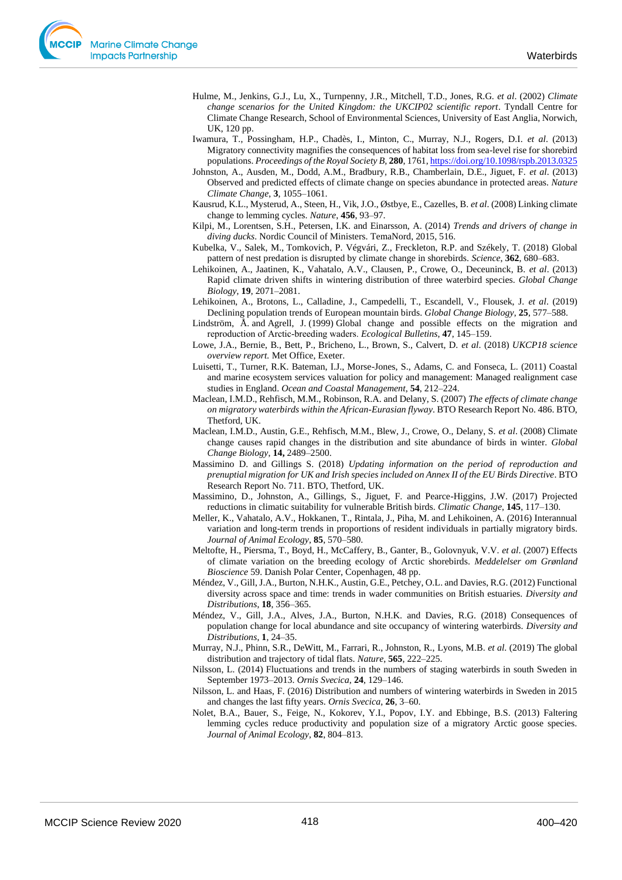Hulme, M., Jenkins, G.J., Lu, X., Turnpenny, J.R., Mitchell, T.D., Jones, R.G. *et al*. (2002) *Climate change scenarios for the United Kingdom: the UKCIP02 scientific report*. Tyndall Centre for Climate Change Research, School of Environmental Sciences, University of East Anglia, Norwich, UK, 120 pp.

Iwamura, T., Possingham, H.P., Chadès, I., Minton, C., Murray, N.J., Rogers, D.I. *et al*. (2013) Migratory connectivity magnifies the consequences of habitat loss from sea-level rise for shorebird populations. *Proceedings of the Royal Society B*, **280**, 1761, https://doi.org/10.1098/rspb.2013.0325

Johnston, A., Ausden, M., Dodd, A.M., Bradbury, R.B., Chamberlain, D.E., Jiguet, F. *et al*. (2013) Observed and predicted effects of climate change on species abundance in protected areas. *Nature Climate Change*, **3**, 1055–1061.

Kausrud, K.L., Mysterud, A., Steen, H., Vik, J.O., Østbye, E., Cazelles, B. *et al*. (2008) Linking climate change to lemming cycles. *Nature*, **456**, 93–97.

Kilpi, M., Lorentsen, S.H., Petersen, I.K. and Einarsson, A. (2014) *Trends and drivers of change in diving ducks*. Nordic Council of Ministers. TemaNord, 2015, 516.

Kubelka, V., Salek, M., Tomkovich, P. Végvári, Z., Freckleton, R.P. and Székely, T. (2018) Global pattern of nest predation is disrupted by climate change in shorebirds. *Science*, **362**, 680–683.

Lehikoinen, A., Jaatinen, K., Vahatalo, A.V., Clausen, P., Crowe, O., Deceuninck, B. *et al*. (2013) Rapid climate driven shifts in wintering distribution of three waterbird species. *Global Change Biology*, **19**, 2071–2081.

Lehikoinen, A., Brotons, L., Calladine, J., Campedelli, T., Escandell, V., Flousek, J. *et al*. (2019) Declining population trends of European mountain birds. *Global Change Biology*, **25**, 577–588.

Lindström, Å. and Agrell, J. (1999) Global change and possible effects on the migration and reproduction of Arctic-breeding waders. *Ecological Bulletins*, **47**, 145–159.

Lowe, J.A., Bernie, B., Bett, P., Bricheno, L., Brown, S., Calvert, D. *et al*. (2018) *UKCP18 science overview report.* Met Office, Exeter.

Luisetti, T., Turner, R.K. Bateman, I.J., Morse-Jones, S., Adams, C. and Fonseca, L. (2011) Coastal and marine ecosystem services valuation for policy and management: Managed realignment case studies in England. *Ocean and Coastal Management*, **54**, 212–224.

Maclean, I.M.D., Rehfisch, M.M., Robinson, R.A. and Delany, S. (2007) *The effects of climate change on migratory waterbirds within the African-Eurasian flyway*. BTO Research Report No. 486. BTO, Thetford, UK.

Maclean, I.M.D., Austin, G.E., Rehfisch, M.M., Blew, J., Crowe, O., Delany, S. *et al*. (2008) Climate change causes rapid changes in the distribution and site abundance of birds in winter. *Global Change Biology*, **14,** 2489–2500.

Massimino D. and Gillings S. (2018) *Updating information on the period of reproduction and prenuptial migration for UK and Irish species included on Annex II of the EU Birds Directive*. BTO Research Report No. 711. BTO, Thetford, UK.

Massimino, D., Johnston, A., Gillings, S., Jiguet, F. and Pearce-Higgins, J.W. (2017) Projected reductions in climatic suitability for vulnerable British birds. *Climatic Change*, **145**, 117–130.

Meller, K., Vahatalo, A.V., Hokkanen, T., Rintala, J., Piha, M. and Lehikoinen, A. (2016) Interannual variation and long-term trends in proportions of resident individuals in partially migratory birds. *Journal of Animal Ecology*, **85**, 570–580.

Meltofte, H., Piersma, T., Boyd, H., McCaffery, B., Ganter, B., Golovnyuk, V.V. *et al*. (2007) Effects of climate variation on the breeding ecology of Arctic shorebirds. *Meddelelser om Grønland Bioscience* 59. Danish Polar Center, Copenhagen, 48 pp.

Méndez, V., Gill, J.A., Burton, N.H.K., Austin, G.E., Petchey, O.L. and Davies, R.G. (2012) Functional diversity across space and time: trends in wader communities on British estuaries. *Diversity and Distributions*, **18**, 356–365.

Méndez, V., Gill, J.A., Alves, J.A., Burton, N.H.K. and Davies, R.G. (2018) Consequences of population change for local abundance and site occupancy of wintering waterbirds. *Diversity and Distributions*, **1**, 24–35.

Murray, N.J., Phinn, S.R., DeWitt, M., Farrari, R., Johnston, R., Lyons, M.B. *et al*. (2019) The global distribution and trajectory of tidal flats. *Nature*, **565**, 222–225.

Nilsson, L. (2014) Fluctuations and trends in the numbers of staging waterbirds in south Sweden in September 1973–2013. *Ornis Svecica*, **24**, 129–146.

Nilsson, L. and Haas, F. (2016) Distribution and numbers of wintering waterbirds in Sweden in 2015 and changes the last fifty years. *Ornis Svecica*, **26**, 3–60.

Nolet, B.A., Bauer, S., Feige, N., Kokorev, Y.I., Popov, I.Y. and Ebbinge, B.S. (2013) Faltering lemming cycles reduce productivity and population size of a migratory Arctic goose species. *Journal of Animal Ecology*, **82**, 804–813.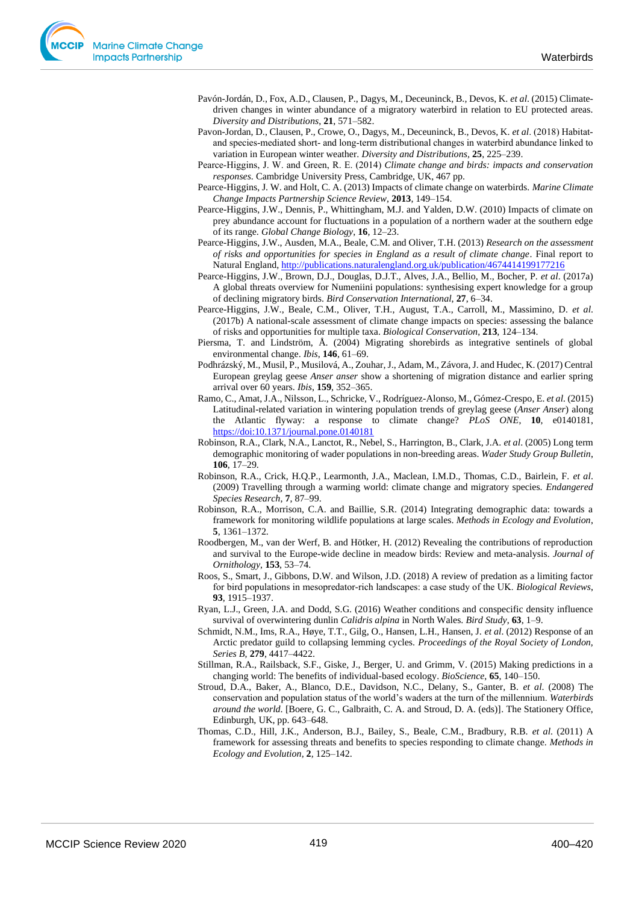Pavón-Jordán, D., Fox, A.D., Clausen, P., Dagys, M., Deceuninck, B., Devos, K. *et al*. (2015) Climate-driven changes in winter abundance of a migratory waterbird in relation to EU protected areas. *Diversity and Distributions*, **21**, 571–582.

Pavon-Jordan, D., Clausen, P., Crowe, O., Dagys, M., Deceuninck, B., Devos, K. *et al*. (2018) Habitat- and species-mediated short- and long-term distributional changes in waterbird abundance linked to variation in European winter weather. *Diversity and Distributions*, **25**, 225–239.

Pearce-Higgins, J. W. and Green, R. E. (2014) *Climate change and birds: impacts and conservation responses*. Cambridge University Press, Cambridge, UK, 467 pp.

Pearce-Higgins, J. W. and Holt, C. A. (2013) Impacts of climate change on waterbirds. *Marine Climate Change Impacts Partnership Science Review*, **2013**, 149–154.

Pearce-Higgins, J.W., Dennis, P., Whittingham, M.J. and Yalden, D.W. (2010) Impacts of climate on prey abundance account for fluctuations in a population of a northern wader at the southern edge of its range. *Global Change Biology*, **16**, 12–23.

Pearce-Higgins, J.W., Ausden, M.A., Beale, C.M. and Oliver, T.H. (2013) *Research on the assessment of risks and opportunities for species in England as a result of climate change*. Final report to Natural England, http://publications.naturalengland.org.uk/publication/4674414199177216

Pearce-Higgins, J.W., Brown, D.J., Douglas, D.J.T., Alves, J.A., Bellio, M., Bocher, P. *et al*. (2017a) A global threats overview for Numeniini populations: synthesising expert knowledge for a group of declining migratory birds. *Bird Conservation International*, **27**, 6–34.

Pearce-Higgins, J.W., Beale, C.M., Oliver, T.H., August, T.A., Carroll, M., Massimino, D. *et al*. (2017b) A national-scale assessment of climate change impacts on species: assessing the balance of risks and opportunities for multiple taxa. *Biological Conservation*, **213**, 124–134.

Piersma, T. and Lindström, Å. (2004) Migrating shorebirds as integrative sentinels of global environmental change. *Ibis*, **146**, 61–69.

Podhrázský, M., Musil, P., Musilová, A., Zouhar, J., Adam, M., Závora, J. and Hudec, K. (2017) Central European greylag geese *Anser anser* show a shortening of migration distance and earlier spring arrival over 60 years. *Ibis*, **159**, 352–365.

Ramo, C., Amat, J.A., Nilsson, L., Schricke, V., Rodríguez-Alonso, M., Gómez-Crespo, E. *et al*. (2015) Latitudinal-related variation in wintering population trends of greylag geese (*Anser Anser*) along the Atlantic flyway: a response to climate change? *PLoS ONE*, **10**, e0140181, https://doi:10.1371/journal.pone.0140181

Robinson, R.A., Clark, N.A., Lanctot, R., Nebel, S., Harrington, B., Clark, J.A. *et al*. (2005) Long term demographic monitoring of wader populations in non-breeding areas. *Wader Study Group Bulletin*, **106**, 17–29.

Robinson, R.A., Crick, H.Q.P., Learmonth, J.A., Maclean, I.M.D., Thomas, C.D., Bairlein, F. *et al*. (2009) Travelling through a warming world: climate change and migratory species. *Endangered Species Research*, **7**, 87–99.

Robinson, R.A., Morrison, C.A. and Baillie, S.R. (2014) Integrating demographic data: towards a framework for monitoring wildlife populations at large scales. *Methods in Ecology and Evolution*, **5**, 1361–1372.

Roodbergen, M., van der Werf, B. and Hötker, H. (2012) Revealing the contributions of reproduction and survival to the Europe-wide decline in meadow birds: Review and meta-analysis. *Journal of Ornithology*, **153**, 53–74.

Roos, S., Smart, J., Gibbons, D.W. and Wilson, J.D. (2018) A review of predation as a limiting factor for bird populations in mesopredator-rich landscapes: a case study of the UK. *Biological Reviews*, **93**, 1915–1937.

Ryan, L.J., Green, J.A. and Dodd, S.G. (2016) Weather conditions and conspecific density influence survival of overwintering dunlin *Calidris alpina* in North Wales. *Bird Study*, **63**, 1–9.

Schmidt, N.M., Ims, R.A., Høye, T.T., Gilg, O., Hansen, L.H., Hansen, J. *et al*. (2012) Response of an Arctic predator guild to collapsing lemming cycles. *Proceedings of the Royal Society of London, Series B*, **279**, 4417–4422.

Stillman, R.A., Railsback, S.F., Giske, J., Berger, U. and Grimm, V. (2015) Making predictions in a changing world: The benefits of individual-based ecology. *BioScience*, **65**, 140–150.

Stroud, D.A., Baker, A., Blanco, D.E., Davidson, N.C., Delany, S., Ganter, B. *et al.* (2008) The conservation and population status of the world's waders at the turn of the millennium. *Waterbirds around the world*. [Boere, G. C., Galbraith, C. A. and Stroud, D. A. (eds)]. The Stationery Office, Edinburgh, UK, pp. 643–648.

Thomas, C.D., Hill, J.K., Anderson, B.J., Bailey, S., Beale, C.M., Bradbury, R.B. *et al.* (2011) A framework for assessing threats and benefits to species responding to climate change. *Methods in Ecology and Evolution*, **2**, 125–142.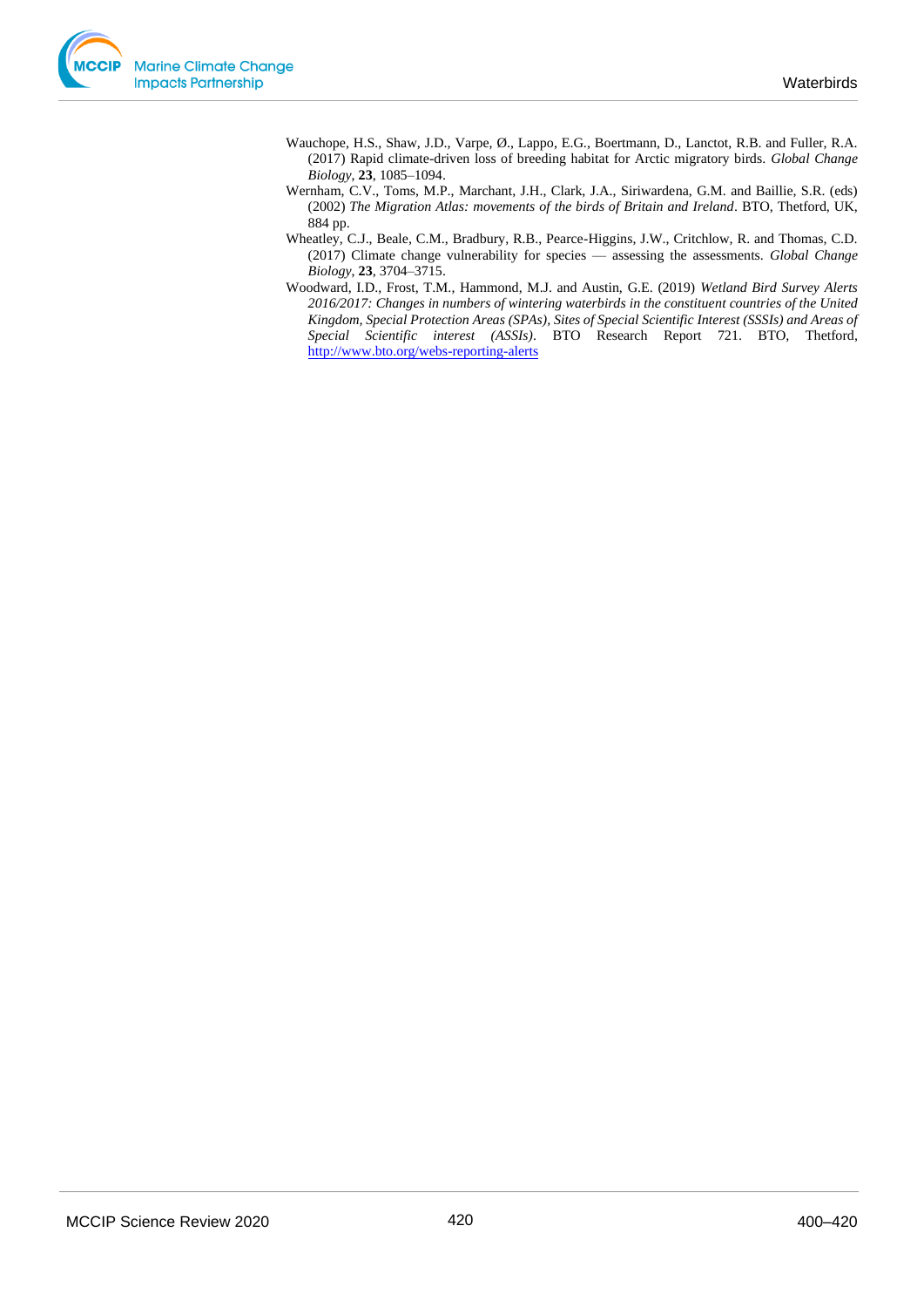Wauchope, H.S., Shaw, J.D., Varpe, Ø., Lappo, E.G., Boertmann, D., Lanctot, R.B. and Fuller, R.A. (2017) Rapid climate-driven loss of breeding habitat for Arctic migratory birds. *Global Change Biology*, **23**, 1085–1094.

Wernham, C.V., Toms, M.P., Marchant, J.H., Clark, J.A., Siriwardena, G.M. and Baillie, S.R. (eds) (2002) *The Migration Atlas: movements of the birds of Britain and Ireland*. BTO, Thetford, UK, 884 pp.

Wheatley, C.J., Beale, C.M., Bradbury, R.B., Pearce-Higgins, J.W., Critchlow, R. and Thomas, C.D. (2017) Climate change vulnerability for species — assessing the assessments. *Global Change Biology*, **23**, 3704–3715.

Woodward, I.D., Frost, T.M., Hammond, M.J. and Austin, G.E. (2019) *Wetland Bird Survey Alerts 2016/2017: Changes in numbers of wintering waterbirds in the constituent countries of the United Kingdom, Special Protection Areas (SPAs), Sites of Special Scientific Interest (SSSIs) and Areas of Special Scientific interest (ASSIs)*. BTO Research Report 721. BTO, Thetford, http://www.bto.org/webs-reporting-alerts